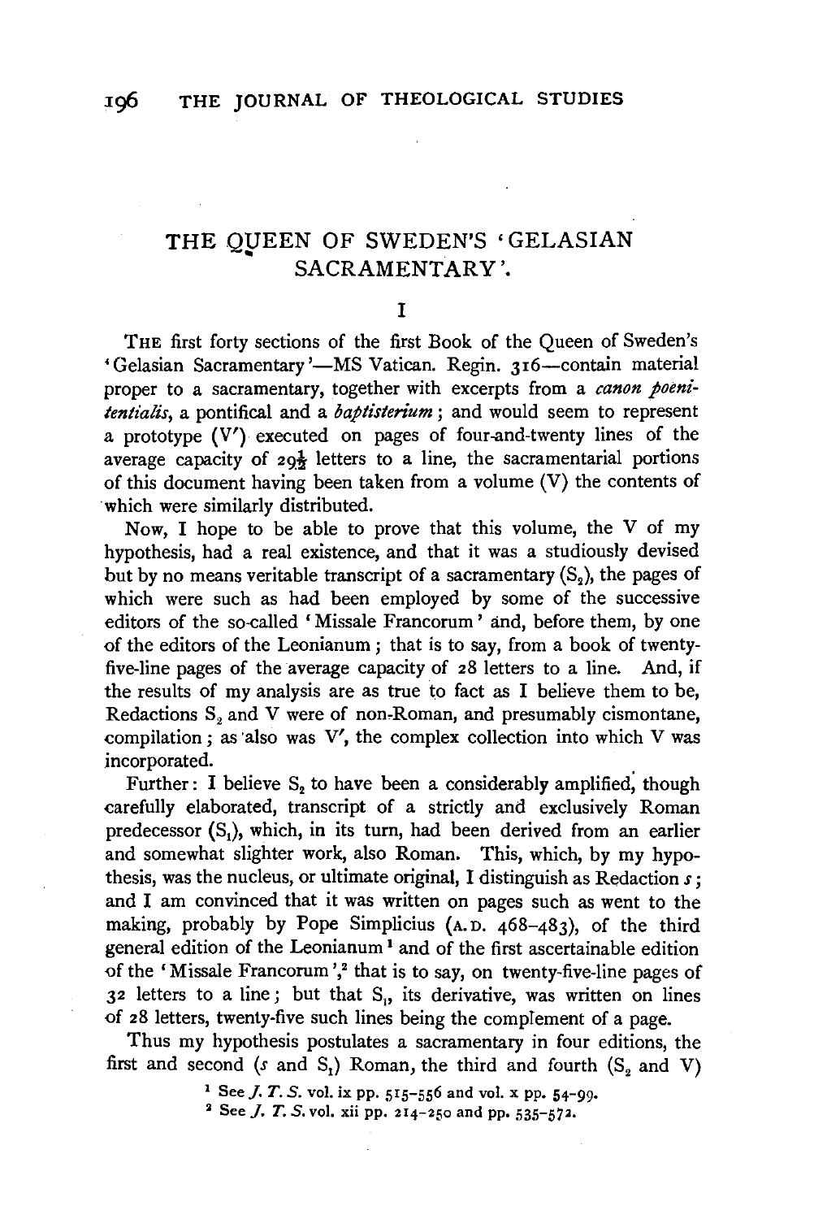# THE QUEEN OF SWEDEN'S 'GELASIAN SACRAMENTARY'.

## I

THE first forty sections of the first Book of the Queen of Sweden's 'Gelasian Sacramentary'—MS Vatican. Regin. 316—contain material proper to a sacramentary, together with excerpts from a *canon poenitentialis*, a pontifical and a *baptisterium*; and would seem to represent a prototype (V′) executed on pages of four-and-twenty lines of the average capacity of $29\frac{1}{2}$ letters to a line, the sacramentarial portions of this document having been taken from a volume (V) the contents of which were similarly distributed.

Now, I hope to be able to prove that this volume, the V of my hypothesis, had a real existence, and that it was a studiously devised but by no means veritable transcript of a sacramentary ($S_2$), the pages of which were such as had been employed by some of the successive editors of the so-called 'Missale Francorum' and, before them, by one of the editors of the Leonianum; that is to say, from a book of twenty-five-line pages of the average capacity of 28 letters to a line. And, if the results of my analysis are as true to fact as I believe them to be, Redactions $S_2$ and V were of non-Roman, and presumably cismontane, compilation; as also was V′, the complex collection into which V was incorporated.

Further: I believe $S_2$ to have been a considerably amplified, though carefully elaborated, transcript of a strictly and exclusively Roman predecessor ($S_1$), which, in its turn, had been derived from an earlier and somewhat slighter work, also Roman. This, which, by my hypothesis, was the nucleus, or ultimate original, I distinguish as Redaction *s*; and I am convinced that it was written on pages such as went to the making, probably by Pope Simplicius (A.D. 468–483), of the third general edition of the Leonianum[1] and of the first ascertainable edition of the 'Missale Francorum',[2] that is to say, on twenty-five-line pages of 32 letters to a line; but that $S_1$, its derivative, was written on lines of 28 letters, twenty-five such lines being the complement of a page.

Thus my hypothesis postulates a sacramentary in four editions, the first and second (*s* and $S_1$) Roman, the third and fourth ($S_2$ and V)

[1] See *J. T. S.* vol. ix pp. 515–556 and vol. x pp. 54–99.

[2] See *J. T. S.* vol. xii pp. 214–250 and pp. 535–572.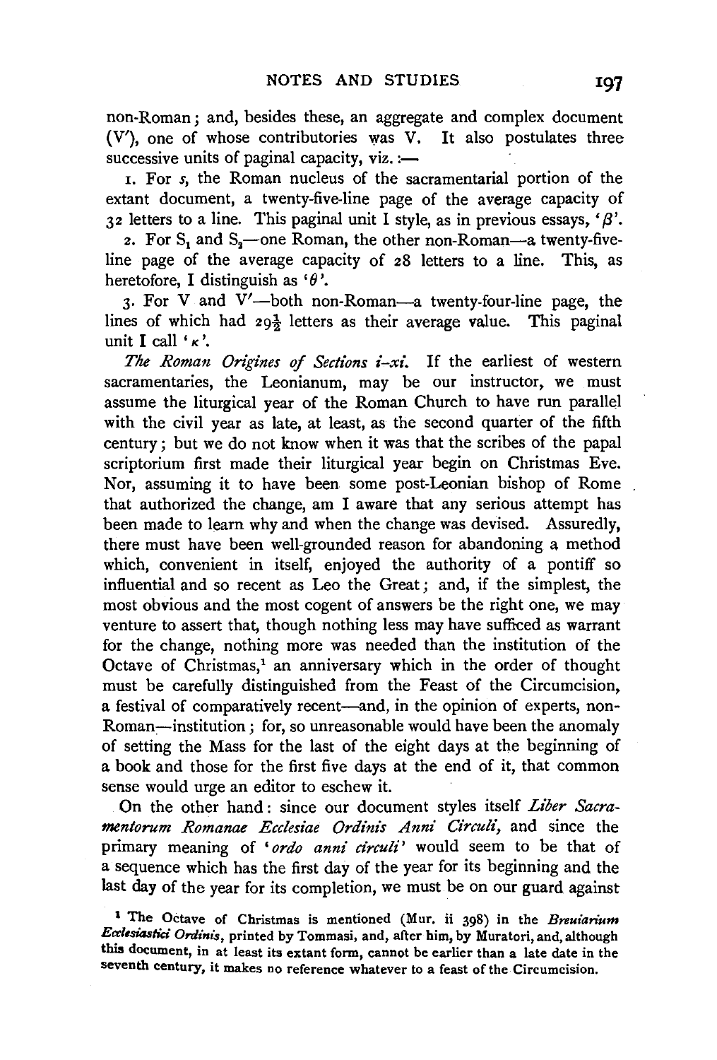non-Roman; and, besides these, an aggregate and complex document (V′), one of whose contributories was V. It also postulates three successive units of paginal capacity, viz.:—

1. For *s*, the Roman nucleus of the sacramentarial portion of the extant document, a twenty-five-line page of the average capacity of 32 letters to a line. This paginal unit I style, as in previous essays, '$\beta$'.

2. For $S_1$ and $S_2$—one Roman, the other non-Roman—a twenty-five-line page of the average capacity of 28 letters to a line. This, as heretofore, I distinguish as '$\theta$'.

3. For V and V′—both non-Roman—a twenty-four-line page, the lines of which had $29\frac{1}{2}$ letters as their average value. This paginal unit I call '$\kappa$'.

*The Roman Origines of Sections i–xi.* If the earliest of western sacramentaries, the Leonianum, may be our instructor, we must assume the liturgical year of the Roman Church to have run parallel with the civil year as late, at least, as the second quarter of the fifth century; but we do not know when it was that the scribes of the papal scriptorium first made their liturgical year begin on Christmas Eve. Nor, assuming it to have been some post-Leonian bishop of Rome that authorized the change, am I aware that any serious attempt has been made to learn why and when the change was devised. Assuredly, there must have been well-grounded reason for abandoning a method which, convenient in itself, enjoyed the authority of a pontiff so influential and so recent as Leo the Great; and, if the simplest, the most obvious and the most cogent of answers be the right one, we may venture to assert that, though nothing less may have sufficed as warrant for the change, nothing more was needed than the institution of the Octave of Christmas,[1] an anniversary which in the order of thought must be carefully distinguished from the Feast of the Circumcision, a festival of comparatively recent—and, in the opinion of experts, non-Roman—institution; for, so unreasonable would have been the anomaly of setting the Mass for the last of the eight days at the beginning of a book and those for the first five days at the end of it, that common sense would urge an editor to eschew it.

On the other hand: since our document styles itself *Liber Sacramentorum Romanae Ecclesiae Ordinis Anni Circuli*, and since the primary meaning of '*ordo anni circuli*' would seem to be that of a sequence which has the first day of the year for its beginning and the last day of the year for its completion, we must be on our guard against

[1] The Octave of Christmas is mentioned (Mur. ii 398) in the *Breuiarium Ecclesiastici Ordinis*, printed by Tommasi, and, after him, by Muratori, and, although this document, in at least its extant form, cannot be earlier than a late date in the seventh century, it makes no reference whatever to a feast of the Circumcision.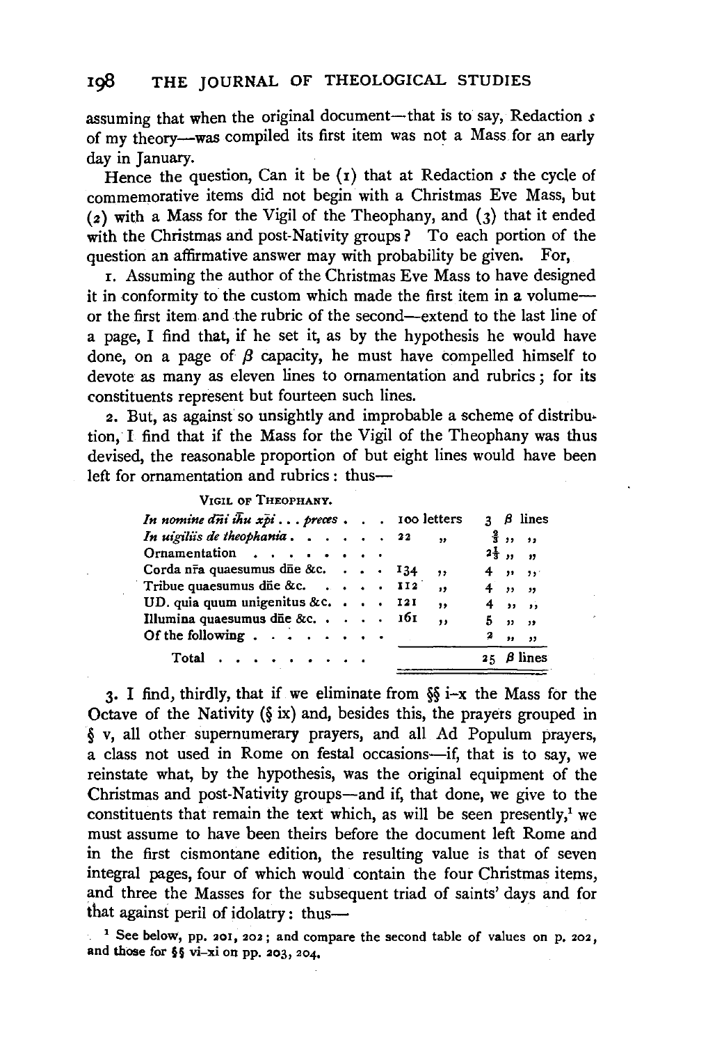assuming that when the original document—that is to say, Redaction *s* of my theory—was compiled its first item was not a Mass for an early day in January.

Hence the question, Can it be (1) that at Redaction *s* the cycle of commemorative items did not begin with a Christmas Eve Mass, but (2) with a Mass for the Vigil of the Theophany, and (3) that it ended with the Christmas and post-Nativity groups? To each portion of the question an affirmative answer may with probability be given. For,

1. Assuming the author of the Christmas Eve Mass to have designed it in conformity to the custom which made the first item in a volume—or the first item and the rubric of the second—extend to the last line of a page, I find that, if he set it, as by the hypothesis he would have done, on a page of $\beta$ capacity, he must have compelled himself to devote as many as eleven lines to ornamentation and rubrics; for its constituents represent but fourteen such lines.

2. But, as against so unsightly and improbable a scheme of distribution, I find that if the Mass for the Vigil of the Theophany was thus devised, the reasonable proportion of but eight lines would have been left for ornamentation and rubrics: thus—

| VIGIL OF THEOPHANY. | | |
|---|---|---|
| *In nomine dñi ihu xpi . . . preces* | 100 letters | 3 $\beta$ lines |
| *In uigiliis de theophania* | 22 ,, | $\frac{2}{3}$ ,, ,, |
| Ornamentation | | $2\frac{1}{3}$ ,, ,, |
| Corda nr̄a quaesumus dñe &c. | 134 ,, | 4 ,, ,, |
| Tribue quaesumus dñe &c. | 112 ,, | 4 ,, ,, |
| UD. quia quum unigenitus &c. | 121 ,, | 4 ,, ,, |
| Illumina quaesumus dñe &c. | 161 ,, | 5 ,, ,, |
| Of the following | | 2 ,, ,, |
| Total | | 25 $\beta$ lines |

3. I find, thirdly, that if we eliminate from §§ i–x the Mass for the Octave of the Nativity (§ ix) and, besides this, the prayers grouped in § v, all other supernumerary prayers, and all Ad Populum prayers, a class not used in Rome on festal occasions—if, that is to say, we reinstate what, by the hypothesis, was the original equipment of the Christmas and post-Nativity groups—and if, that done, we give to the constituents that remain the text which, as will be seen presently,[1] we must assume to have been theirs before the document left Rome and in the first cismontane edition, the resulting value is that of seven integral pages, four of which would contain the four Christmas items, and three the Masses for the subsequent triad of saints' days and for that against peril of idolatry: thus—

[1] See below, pp. 201, 202; and compare the second table of values on p. 202, and those for §§ vi–xi on pp. 203, 204.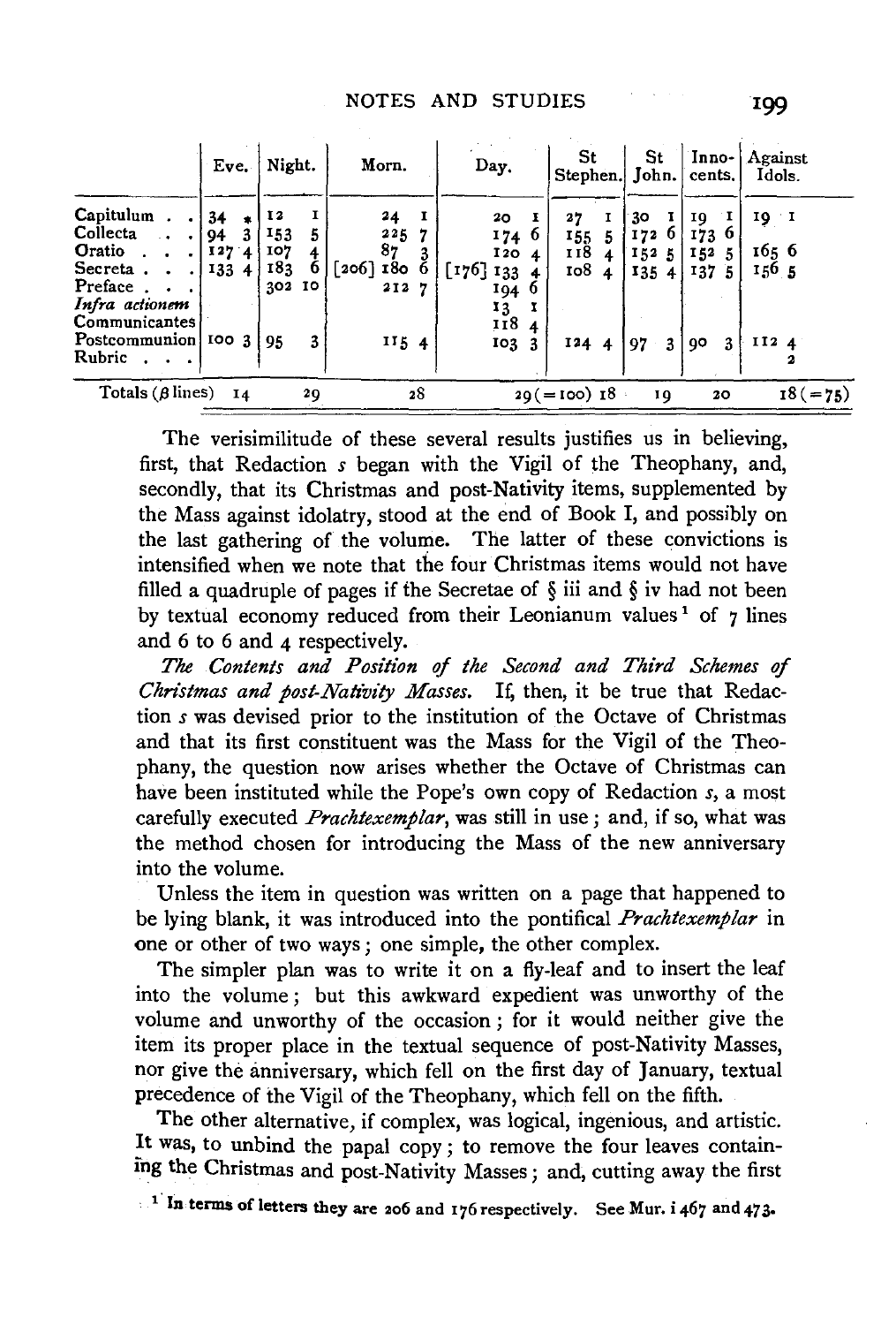| | Eve. | Night. | Morn. | Day. | St Stephen. | St John. | Inno-cents. | Against Idols. |
|---|---|---|---|---|---|---|---|---|
| Capitulum . . | 34 * | 12 1 | 24 1 | 20 1 | 27 1 | 30 1 | 19 1 | 19 1 |
| Collecta . . | 94 3 | 153 5 | 225 7 | 174 6 | 155 5 | 172 6 | 173 6 | |
| Oratio . . . | 127 4 | 107 4 | 87 3 | 120 4 | 118 4 | 152 5 | 152 5 | 165 6 |
| Secreta . . . | 133 4 | 183 6 | [206] 180 6 | [176] 133 4 | 108 4 | 135 4 | 137 5 | 156 5 |
| Preface . . . | | 302 10 | 212 7 | 194 6 | | | | |
| *Infra actionem* | | | | 13 1 | | | | |
| Communicantes | | | | 118 4 | | | | |
| Postcommunion | 100 3 | 95 3 | 115 4 | 103 3 | 124 4 | 97 3 | 90 3 | 112 4 |
| Rubric . . . | | | | | | | | 2 |
| Totals ($\beta$ lines) | 14 | 29 | 28 | 29 (= 100) | 18 | 19 | 20 | 18 (= 75) |

The verisimilitude of these several results justifies us in believing, first, that Redaction *s* began with the Vigil of the Theophany, and, secondly, that its Christmas and post-Nativity items, supplemented by the Mass against idolatry, stood at the end of Book I, and possibly on the last gathering of the volume. The latter of these convictions is intensified when we note that the four Christmas items would not have filled a quadruple of pages if the Secretae of § iii and § iv had not been by textual economy reduced from their Leonianum values[1] of 7 lines and 6 to 6 and 4 respectively.

*The Contents and Position of the Second and Third Schemes of Christmas and post-Nativity Masses.* If, then, it be true that Redaction *s* was devised prior to the institution of the Octave of Christmas and that its first constituent was the Mass for the Vigil of the Theophany, the question now arises whether the Octave of Christmas can have been instituted while the Pope's own copy of Redaction *s*, a most carefully executed *Prachtexemplar*, was still in use; and, if so, what was the method chosen for introducing the Mass of the new anniversary into the volume.

Unless the item in question was written on a page that happened to be lying blank, it was introduced into the pontifical *Prachtexemplar* in one or other of two ways; one simple, the other complex.

The simpler plan was to write it on a fly-leaf and to insert the leaf into the volume; but this awkward expedient was unworthy of the volume and unworthy of the occasion; for it would neither give the item its proper place in the textual sequence of post-Nativity Masses, nor give the anniversary, which fell on the first day of January, textual precedence of the Vigil of the Theophany, which fell on the fifth.

The other alternative, if complex, was logical, ingenious, and artistic. It was, to unbind the papal copy; to remove the four leaves containing the Christmas and post-Nativity Masses; and, cutting away the first

[1] In terms of letters they are 206 and 176 respectively. See Mur. i 467 and 473.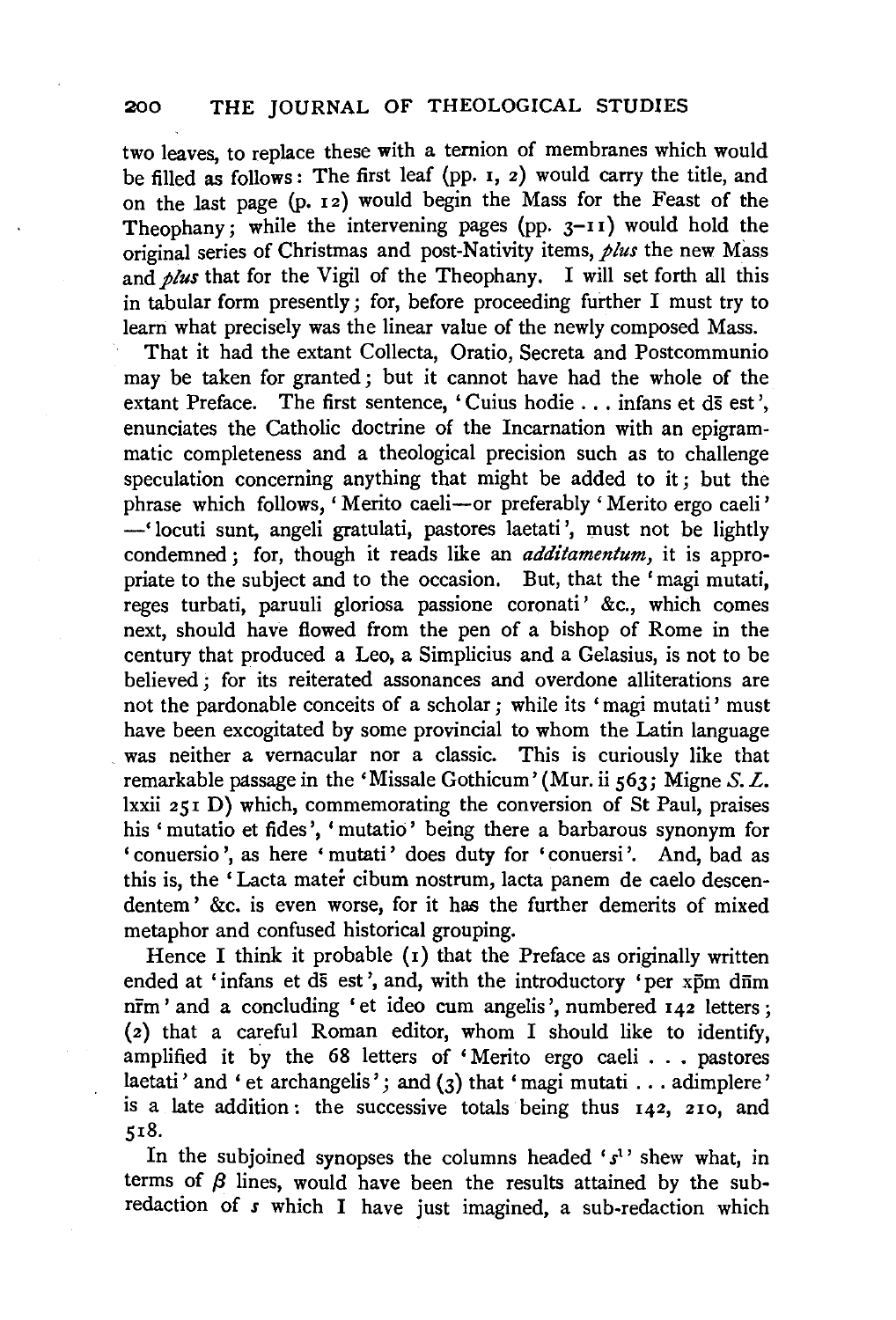two leaves, to replace these with a ternion of membranes which would be filled as follows: The first leaf (pp. 1, 2) would carry the title, and on the last page (p. 12) would begin the Mass for the Feast of the Theophany; while the intervening pages (pp. 3–11) would hold the original series of Christmas and post-Nativity items, *plus* the new Mass and *plus* that for the Vigil of the Theophany. I will set forth all this in tabular form presently; for, before proceeding further I must try to learn what precisely was the linear value of the newly composed Mass.

That it had the extant Collecta, Oratio, Secreta and Postcommunio may be taken for granted; but it cannot have had the whole of the extant Preface. The first sentence, 'Cuius hodie . . . infans et ds̄ est', enunciates the Catholic doctrine of the Incarnation with an epigrammatic completeness and a theological precision such as to challenge speculation concerning anything that might be added to it; but the phrase which follows, 'Merito caeli—or preferably 'Merito ergo caeli'—'locuti sunt, angeli gratulati, pastores laetati', must not be lightly condemned; for, though it reads like an *additamentum*, it is appropriate to the subject and to the occasion. But, that the 'magi mutati, reges turbati, paruuli gloriosa passione coronati' &c., which comes next, should have flowed from the pen of a bishop of Rome in the century that produced a Leo, a Simplicius and a Gelasius, is not to be believed; for its reiterated assonances and overdone alliterations are not the pardonable conceits of a scholar; while its 'magi mutati' must have been excogitated by some provincial to whom the Latin language was neither a vernacular nor a classic. This is curiously like that remarkable passage in the 'Missale Gothicum' (Mur. ii 563; Migne *S. L.* lxxii 251 D) which, commemorating the conversion of St Paul, praises his 'mutatio et fides', 'mutatio' being there a barbarous synonym for 'conuersio', as here 'mutati' does duty for 'conuersi'. And, bad as this is, the 'Lacta mater cibum nostrum, lacta panem de caelo descendentem' &c. is even worse, for it has the further demerits of mixed metaphor and confused historical grouping.

Hence I think it probable (1) that the Preface as originally written ended at 'infans et ds̄ est', and, with the introductory 'per xp̄m dn̄m nr̄m' and a concluding 'et ideo cum angelis', numbered 142 letters; (2) that a careful Roman editor, whom I should like to identify, amplified it by the 68 letters of 'Merito ergo caeli . . . pastores laetati' and 'et archangelis'; and (3) that 'magi mutati . . . adimplere' is a late addition: the successive totals being thus 142, 210, and 518.

In the subjoined synopses the columns headed '$s^1$' shew what, in terms of $\beta$ lines, would have been the results attained by the sub-redaction of $s$ which I have just imagined, a sub-redaction which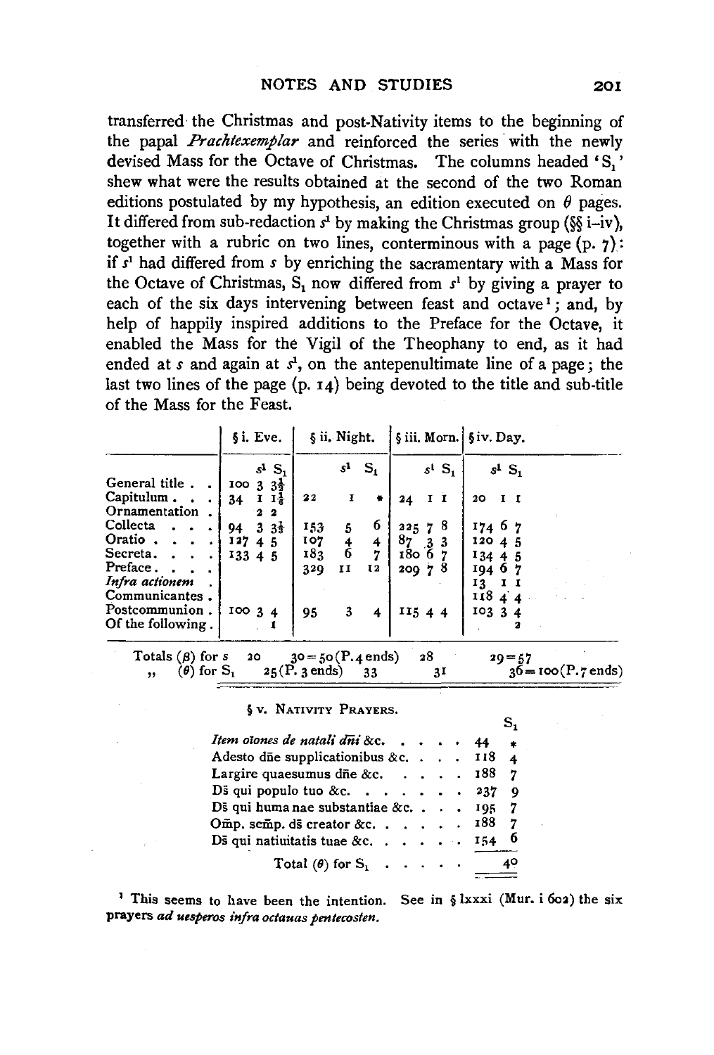transferred the Christmas and post-Nativity items to the beginning of the papal *Prachtexemplar* and reinforced the series with the newly devised Mass for the Octave of Christmas. The columns headed '$S_1$' shew what were the results obtained at the second of the two Roman editions postulated by my hypothesis, an edition executed on $\theta$ pages. It differed from sub-redaction $s^1$ by making the Christmas group (§§ i–iv), together with a rubric on two lines, conterminous with a page (p. 7): if $s^1$ had differed from $s$ by enriching the sacramentary with a Mass for the Octave of Christmas, $S_1$ now differed from $s^1$ by giving a prayer to each of the six days intervening between feast and octave[1]; and, by help of happily inspired additions to the Preface for the Octave, it enabled the Mass for the Vigil of the Theophany to end, as it had ended at $s$ and again at $s^1$, on the antepenultimate line of a page; the last two lines of the page (p. 14) being devoted to the title and sub-title of the Mass for the Feast.

| | § i. Eve. | | | § ii. Night. | | | § iii. Morn. | | | § iv. Day. | | |
|---|---|---|---|---|---|---|---|---|---|---|---|---|
| | | $s^1$ | $S_1$ | | $s^1$ | $S_1$ | | $s^1$ | $S_1$ | | $s^1$ | $S_1$ |
| General title | 100 | 3 | $3\frac{1}{2}$ | | | | | | | | | |
| Capitulum | 34 | 1 | $1\frac{1}{6}$ | 22 | 1 | * | 24 | 1 | 1 | 20 | 1 | 1 |
| Ornamentation | | 2 | 2 | | | | | | | | | |
| Collecta | 94 | 3 | $3\frac{1}{3}$ | 153 | 5 | 6 | 225 | 7 | 8 | 174 | 6 | 7 |
| Oratio | 127 | 4 | 5 | 107 | 4 | 4 | 87 | 3 | 3 | 120 | 4 | 5 |
| Secreta | 133 | 4 | 5 | 183 | 6 | 7 | 180 | 6 | 7 | 134 | 4 | 5 |
| Preface | | | | 329 | 11 | 12 | 209 | 7 | 8 | 194 | 6 | 7 |
| *Infra actionem* | | | | | | | | | | 13 | 1 | 1 |
| Communicantes | | | | | | | | | | 118 | 4 | 4 |
| Postcommunion | 100 | 3 | 4 | 95 | 3 | 4 | 115 | 4 | 4 | 103 | 3 | 4 |
| Of the following | | | 1 | | | | | | | | | 2 |

Totals ($\beta$) for $s$ 20 30 = 50 (P. 4 ends) 28 29 = 57
" ($\theta$) for $S_1$ 25 (P. 3 ends) 33 31 36 = 100 (P. 7 ends)

§ v. Nativity Prayers.

| | | $S_1$ |
|---|---|---|
| *Item oiones de natali dni* &c. | 44 | * |
| Adesto dne supplicationibus &c. | 118 | 4 |
| Largire quaesumus dne &c. | 188 | 7 |
| Ds qui populo tuo &c. | 237 | 9 |
| Ds qui huma nae substantiae &c. | 195 | 7 |
| Omp. semp. ds creator &c. | 188 | 7 |
| Ds qui natiuitatis tuae &c. | 154 | 6 |
| Total ($\theta$) for $S_1$ | | 40 |

[1] This seems to have been the intention. See in § lxxxi (Mur. i 602) the six prayers *ad uesperos infra octauas pentecosten*.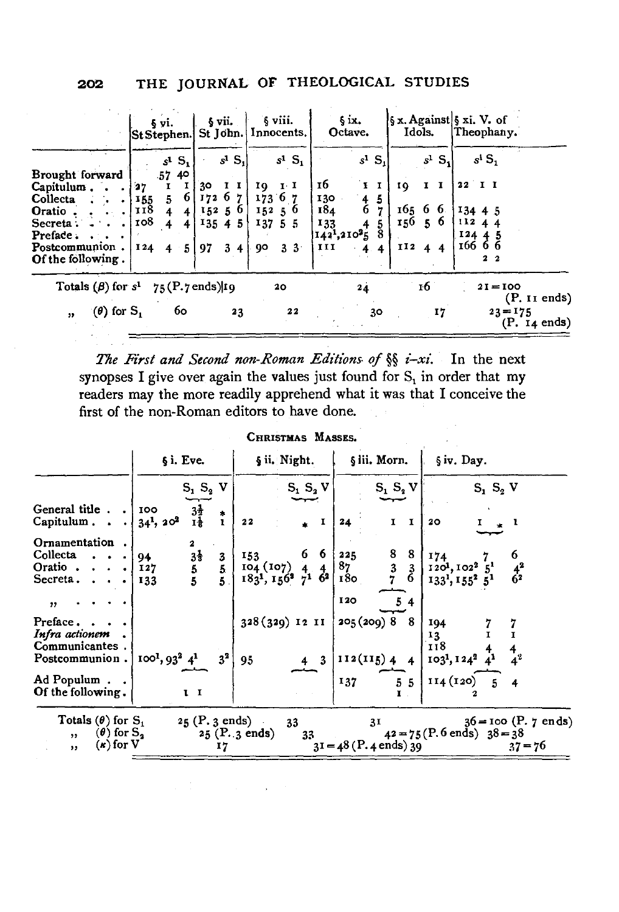| | § vi. St Stephen. | | § vii. St John. | | § viii. Innocents. | | § ix. Octave. | | § x. Against Idols. | | § xi. V. of Theophany. | |
|---|---|---|---|---|---|---|---|---|---|---|---|---|
| | $s^1$ | $S_1$ | $s^1$ | $S_1$ | $s^1$ | $S_1$ | $s^1$ | $S_1$ | $s^1$ | $S_1$ | $s^1$ | $S_1$ |
| Brought forward | 57 | 40 | | | | | | | | | | |
| Capitulum | 27 1 | 1 | 30 1 | 1 | 19 1 | 1 | 16 1 | 1 | 19 1 | 1 | 22 1 | 1 |
| Collecta | 155 5 | 6 | 172 6 | 7 | 173 6 | 7 | 130 4 | 5 | | | | |
| Oratio | 118 4 | 4 | 152 5 | 6 | 152 5 | 6 | 184 6 | 7 | 165 6 | 6 | 134 4 | 5 |
| Secreta | 108 4 | 4 | 135 4 | 5 | 137 5 | 5 | 133 4 | 5 | 156 5 | 6 | 112 4 | 4 |
| Preface | | | | | | | $142^1, 210^2$ 5 | 8 | | | 124 4 | 5 |
| Postcommunion | 124 4 | 5 | 97 3 | 4 | 90 3 | 3 | 111 4 | 4 | 112 4 | 4 | 166 6 | 6 |
| Of the following | | | | | | | | | | | 2 | 2 |
| Totals (β) for $s^1$ | 75 (P. 7 ends) | | 19 | | 20 | | 24 | | 16 | | 21 = 100 (P. 11 ends) | |
| „ (θ) for $S_1$ | | 60 | | 23 | | 22 | | 30 | | 17 | | 23 = 175 (P. 14 ends) |

*The First and Second non-Roman Editions of §§ i–xi.* In the next synopses I give over again the values just found for $S_1$ in order that my readers may the more readily apprehend what it was that I conceive the first of the non-Roman editors to have done.

CHRISTMAS MASSES.

| | § i. Eve. | | | § ii. Night. | | | § iii. Morn. | | | § iv. Day. | | |
|---|---|---|---|---|---|---|---|---|---|---|---|---|
| | $S_1$ | $S_2$ | V | $S_1$ | $S_2$ | V | $S_1$ | $S_2$ | V | $S_1$ | $S_2$ | V |
| General title | 100 | $3\frac{1}{3}$ | * | | | | | | | | | |
| Capitulum | $34^1, 20^2$ | $1\frac{1}{6}$ | 1 | 22 | * | 1 | 24 | 1 | 1 | 20 | 1 * | 1 |
| Ornamentation | | 2 | | | | | | | | | | |
| Collecta | 94 | $3\frac{1}{3}$ | 3 | 153 | 6 | 6 | 225 | 8 | 8 | 174 | 7 | 6 |
| Oratio | 127 | 5 | 5 | 104 (107) | 4 | 4 | 87 | 3 | 3 | $120^1, 102^2$ | $5^1$ | $4^2$ |
| Secreta | 133 | 5 | 5 | $183^1, 156^2$ | $7^1$ | $6^2$ | 180 | 7 | 6 | $133^1, 155^2$ | $5^1$ | $6^2$ |
| „ | | | | | | | 120 | 5 | 4 | | | |
| Preface | | | | 328 (329) | 12 | 11 | 205 (209) | 8 | 8 | 194 | 7 | 7 |
| *Infra actionem* | | | | | | | | | | 13 | 1 | 1 |
| Communicantes | | | | | | | | | | 118 | 4 | 4 |
| Postcommunion | $100^1, 93^2$ | $4^1$ | $3^2$ | 95 | 4 | 3 | 112 (115) | 4 | 4 | $103^1, 124^2$ | $4^1$ | $4^2$ |
| Ad Populum | | | | | | | 137 | 5 | 5 | 114 (120) | 5 | 4 |
| Of the following | | 1 | 1 | | | | | 1 | | | 2 | |
| Totals (θ) for $S_1$ | 25 (P. 3 ends) | | | 33 | | | 31 | | | 36 = 100 (P. 7 ends) | | |
| „ (θ) for $S_2$ | | 25 (P. 3 ends) | | | 33 | | | 42 = 75 (P. 6 ends) | | | 38 = 38 | |
| „ (κ) for V | | | 17 | | | 31 = 48 (P. 4 ends) | | | 39 | | | 37 = 76 |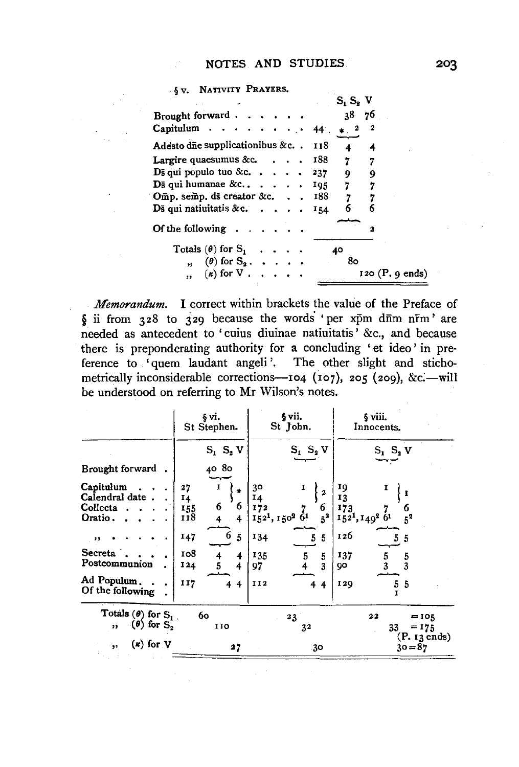§ v. NATIVITY PRAYERS.

| | | $S_1$ | $S_2$ | V |
|---|---|---|---|---|
| Brought forward | | | 38 | 76 |
| Capitulum | 44 | * | 2 | 2 |
| Adesto dñe supplicationibus &c. | 118 | | 4 | 4 |
| Largire quaesumus &c. | 188 | | 7 | 7 |
| Ds̄ qui populo tuo &c. | 237 | | 9 | 9 |
| Ds̄ qui humanae &c. | 195 | | 7 | 7 |
| Om̄p. sem̄p. ds̄ creator &c. | 188 | | 7 | 7 |
| Ds̄ qui natiuitatis &c. | 154 | | 6 | 6 |
| Of the following | | | | 2 |
| Totals ($\theta$) for $S_1$ | | 40 | | |
| " ($\theta$) for $S_2$ | | | 80 | |
| " ($\kappa$) for V | | | | 120 (P. 9 ends) |

*Memorandum.* I correct within brackets the value of the Preface of § ii from 328 to 329 because the words 'per xp̄m dn̄m nr̄m' are needed as antecedent to 'cuius diuinae natiuitatis' &c., and because there is preponderating authority for a concluding 'et ideo' in preference to 'quem laudant angeli'. The other slight and stichometrically inconsiderable corrections—104 (107), 205 (209), &c.—will be understood on referring to Mr Wilson's notes.

| | § vi. St Stephen. | | | | § vii. St John. | | | | § viii. Innocents. | | | |
|---|---|---|---|---|---|---|---|---|---|---|---|---|
| | | $S_1$ | $S_2$ | V | | $S_1$ | $S_2$ | V | | $S_1$ | $S_2$ | V |
| Brought forward | | 40 | 80 | | | | | | | | | |
| Capitulum | 27 | | 1 | * | 30 | | 1 | 2 | 19 | | 1 | 1 |
| Calendral date | 14 | | | | 14 | | | | 13 | | | |
| Collecta | 155 | | 6 | 6 | 172 | | 7 | 6 | 173 | | 7 | 6 |
| Oratio | 118 | | 4 | 4 | $152^1$, $150^2$ | | $6^1$ | $5^2$ | $152^1$, $149^2$ | | $6^1$ | $5^2$ |
| " | 147 | | 6 | 5 | 134 | | 5 | 5 | 126 | | 5 | 5 |
| Secreta | 108 | | 4 | 4 | 135 | | 5 | 5 | 137 | | 5 | 5 |
| Postcommunion | 124 | | 5 | 4 | 97 | | 4 | 3 | 90 | | 3 | 3 |
| Ad Populum | 117 | | 4 | 4 | 112 | | 4 | 4 | 129 | | 5 | 5 |
| Of the following | | | | | | | | | | | | 1 |
| Totals ($\theta$) for $S_1$ | | 60 | | | | 23 | | | | 22 | | = 105 |
| " ($\theta$) for $S_2$ | | | 110 | | | | 32 | | | | 33 | = 175 (P. 13 ends) |
| " ($\kappa$) for V | | | | 27 | | | | 30 | | | | 30 = 87 |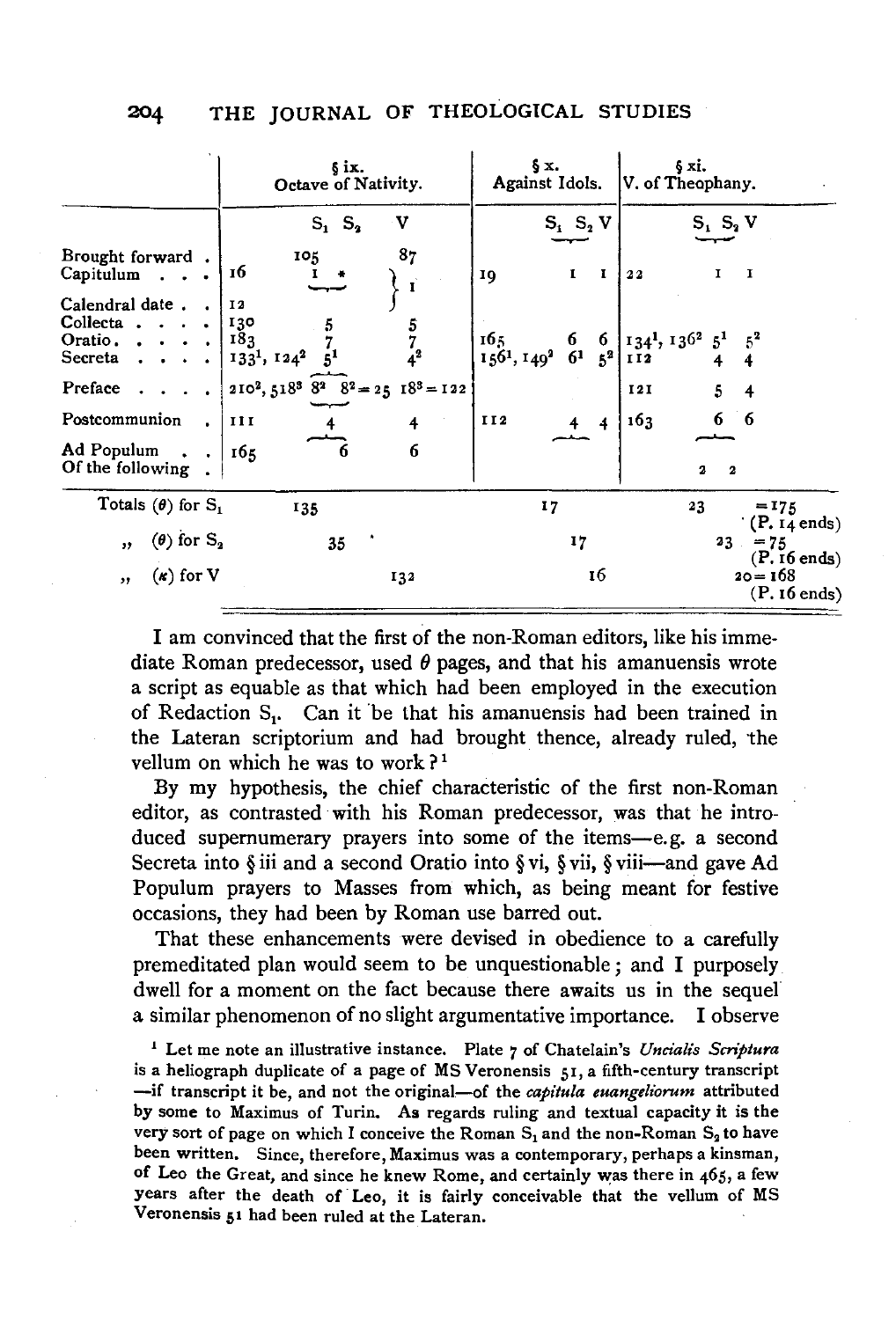| | § ix. Octave of Nativity. | | | | § x. Against Idols. | | | § xi. V. of Theophany. | | |
|---|---|---|---|---|---|---|---|---|---|---|
| | | $S_1$ $S_2$ | | V | | $S_1$ $S_2$ | V | | $S_1$ $S_2$ | V |
| Brought forward . | | 105 | | 87 | | | | | | |
| Capitulum . . . | 16 | 1 * | | 1 | 19 | 1 | 1 | 22 | 1 | 1 |
| Calendral date . . | 12 | | | | | | | | | |
| Collecta . . . . | 130 | 5 | | 5 | | | | | | |
| Oratio . . . . | 183 | 7 | | 7 | 165 | 6 | 6 | $134^1$, $136^2$ | $5^1$ | $5^2$ |
| Secreta . . . . | $133^1$, $124^2$ | $5^1$ | | $4^2$ | $156^1$, $149^2$ | $6^1$ | $5^2$ | 112 | 4 | 4 |
| Preface . . . . | $210^2$, $518^3$ | $8^2$ | $8^2 = 25$ | $18^3 = 122$ | | | | 121 | 5 | 4 |
| Postcommunion . | 111 | 4 | | 4 | 112 | 4 | 4 | 163 | 6 | 6 |
| Ad Populum . . | 165 | 6 | | 6 | | | | | | |
| Of the following . | | | | | | | | | 2 | 2 |
| Totals ($\theta$) for $S_1$ | | 135 | | | | 17 | | | 23 | = 175 (P. 14 ends) |
| „ ($\theta$) for $S_2$ | | 35 | | | | 17 | | | 23 | = 75 (P. 16 ends) |
| „ ($\kappa$) for V | | | | 132 | | | 16 | | | 20 = 168 (P. 16 ends) |

I am convinced that the first of the non-Roman editors, like his immediate Roman predecessor, used $\theta$ pages, and that his amanuensis wrote a script as equable as that which had been employed in the execution of Redaction $S_1$. Can it be that his amanuensis had been trained in the Lateran scriptorium and had brought thence, already ruled, the vellum on which he was to work?[1]

By my hypothesis, the chief characteristic of the first non-Roman editor, as contrasted with his Roman predecessor, was that he introduced supernumerary prayers into some of the items—e.g. a second Secreta into § iii and a second Oratio into § vi, § vii, § viii—and gave Ad Populum prayers to Masses from which, as being meant for festive occasions, they had been by Roman use barred out.

That these enhancements were devised in obedience to a carefully premeditated plan would seem to be unquestionable; and I purposely dwell for a moment on the fact because there awaits us in the sequel a similar phenomenon of no slight argumentative importance. I observe

[1] Let me note an illustrative instance. Plate 7 of Chatelain's *Uncialis Scriptura* is a heliograph duplicate of a page of MS Veronensis 51, a fifth-century transcript —if transcript it be, and not the original—of the *capitula euangeliorum* attributed by some to Maximus of Turin. As regards ruling and textual capacity it is the very sort of page on which I conceive the Roman $S_1$ and the non-Roman $S_2$ to have been written. Since, therefore, Maximus was a contemporary, perhaps a kinsman, of Leo the Great, and since he knew Rome, and certainly was there in 465, a few years after the death of Leo, it is fairly conceivable that the vellum of MS Veronensis 51 had been ruled at the Lateran.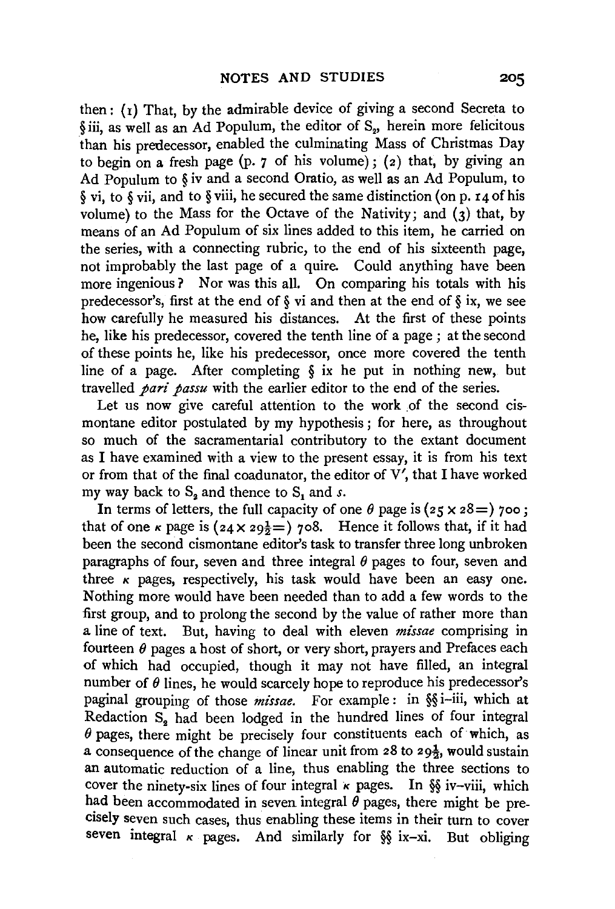then: (1) That, by the admirable device of giving a second Secreta to § iii, as well as an Ad Populum, the editor of $S_2$, herein more felicitous than his predecessor, enabled the culminating Mass of Christmas Day to begin on a fresh page (p. 7 of his volume); (2) that, by giving an Ad Populum to § iv and a second Oratio, as well as an Ad Populum, to § vi, to § vii, and to § viii, he secured the same distinction (on p. 14 of his volume) to the Mass for the Octave of the Nativity; and (3) that, by means of an Ad Populum of six lines added to this item, he carried on the series, with a connecting rubric, to the end of his sixteenth page, not improbably the last page of a quire. Could anything have been more ingenious? Nor was this all. On comparing his totals with his predecessor's, first at the end of § vi and then at the end of § ix, we see how carefully he measured his distances. At the first of these points he, like his predecessor, covered the tenth line of a page; at the second of these points he, like his predecessor, once more covered the tenth line of a page. After completing § ix he put in nothing new, but travelled *pari passu* with the earlier editor to the end of the series.

Let us now give careful attention to the work of the second cismontane editor postulated by my hypothesis; for here, as throughout so much of the sacramentarial contributory to the extant document as I have examined with a view to the present essay, it is from his text or from that of the final coadunator, the editor of V′, that I have worked my way back to $S_2$ and thence to $S_1$ and *s*.

In terms of letters, the full capacity of one $\theta$ page is $(25 \times 28 =)$ 700; that of one $\kappa$ page is $(24 \times 29\frac{1}{2} =)$ 708. Hence it follows that, if it had been the second cismontane editor's task to transfer three long unbroken paragraphs of four, seven and three integral $\theta$ pages to four, seven and three $\kappa$ pages, respectively, his task would have been an easy one. Nothing more would have been needed than to add a few words to the first group, and to prolong the second by the value of rather more than a line of text. But, having to deal with eleven *missae* comprising in fourteen $\theta$ pages a host of short, or very short, prayers and Prefaces each of which had occupied, though it may not have filled, an integral number of $\theta$ lines, he would scarcely hope to reproduce his predecessor's paginal grouping of those *missae*. For example: in §§ i–iii, which at Redaction $S_2$ had been lodged in the hundred lines of four integral $\theta$ pages, there might be precisely four constituents each of which, as a consequence of the change of linear unit from 28 to $29\frac{1}{2}$, would sustain an automatic reduction of a line, thus enabling the three sections to cover the ninety-six lines of four integral $\kappa$ pages. In §§ iv–viii, which had been accommodated in seven integral $\theta$ pages, there might be precisely seven such cases, thus enabling these items in their turn to cover seven integral $\kappa$ pages. And similarly for §§ ix–xi. But obliging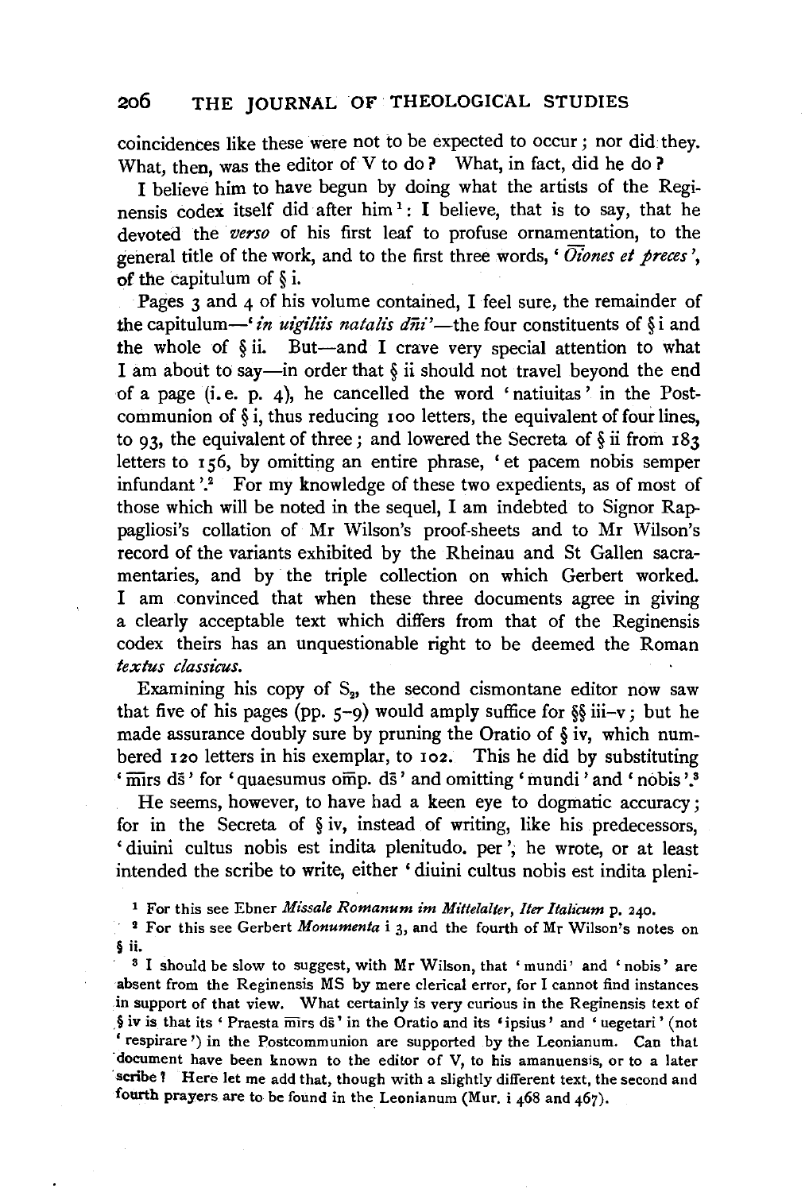coincidences like these were not to be expected to occur; nor did they. What, then, was the editor of V to do? What, in fact, did he do?

I believe him to have begun by doing what the artists of the Reginensis codex itself did after him[1]: I believe, that is to say, that he devoted the *verso* of his first leaf to profuse ornamentation, to the general title of the work, and to the first three words, '*O̅i̅ones et preces*', of the capitulum of § i.

Pages 3 and 4 of his volume contained, I feel sure, the remainder of the capitulum—'*in uigiliis natalis dn̄i*'—the four constituents of § i and the whole of § ii. But—and I crave very special attention to what I am about to say—in order that § ii should not travel beyond the end of a page (i.e. p. 4), he cancelled the word 'natiuitas' in the Postcommunion of § i, thus reducing 100 letters, the equivalent of four lines, to 93, the equivalent of three; and lowered the Secreta of § ii from 183 letters to 156, by omitting an entire phrase, 'et pacem nobis semper infundant'.[2] For my knowledge of these two expedients, as of most of those which will be noted in the sequel, I am indebted to Signor Rappagliosi's collation of Mr Wilson's proof-sheets and to Mr Wilson's record of the variants exhibited by the Rheinau and St Gallen sacramentaries, and by the triple collection on which Gerbert worked. I am convinced that when these three documents agree in giving a clearly acceptable text which differs from that of the Reginensis codex theirs has an unquestionable right to be deemed the Roman *textus classicus*.

Examining his copy of $S_2$, the second cismontane editor now saw that five of his pages (pp. 5–9) would amply suffice for §§ iii–v; but he made assurance doubly sure by pruning the Oratio of § iv, which numbered 120 letters in his exemplar, to 102. This he did by substituting 'm̄irs ds̄' for 'quaesumus om̄p. ds̄' and omitting 'mundi' and 'nobis'.[3]

He seems, however, to have had a keen eye to dogmatic accuracy; for in the Secreta of § iv, instead of writing, like his predecessors, 'diuini cultus nobis est indita plenitudo. per', he wrote, or at least intended the scribe to write, either 'diuini cultus nobis est indita pleni-

[1] For this see Ebner *Missale Romanum im Mittelalter, Iter Italicum* p. 240.

[2] For this see Gerbert *Monumenta* i 3, and the fourth of Mr Wilson's notes on § ii.

[3] I should be slow to suggest, with Mr Wilson, that 'mundi' and 'nobis' are absent from the Reginensis MS by mere clerical error, for I cannot find instances in support of that view. What certainly is very curious in the Reginensis text of § iv is that its 'Praesta m̄irs ds̄' in the Oratio and its 'ipsius' and 'uegetari' (not 'respirare') in the Postcommunion are supported by the Leonianum. Can that document have been known to the editor of V, to his amanuensis, or to a later scribe? Here let me add that, though with a slightly different text, the second and fourth prayers are to be found in the Leonianum (Mur. i 468 and 467).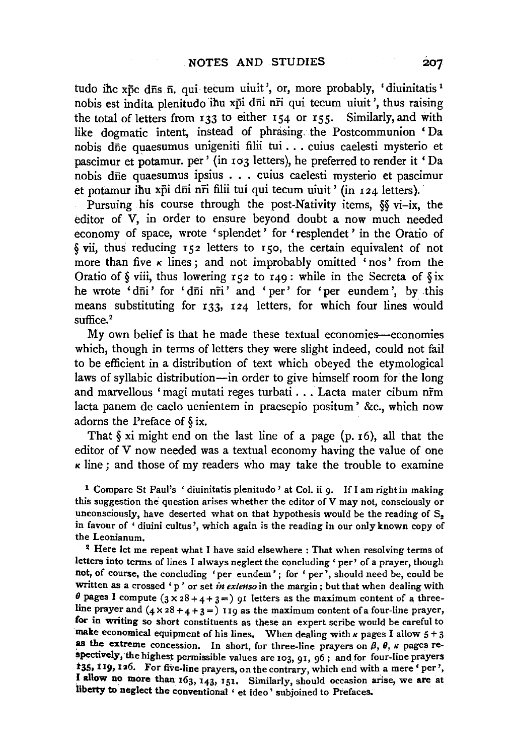tudo ihc xp̄c dn̄s n̄. qui tecum uiuit', or, more probably, 'diuinitatis[1] nobis est indita plenitudo ihu xp̄i dn̄i nr̄i qui tecum uiuit', thus raising the total of letters from 133 to either 154 or 155. Similarly, and with like dogmatic intent, instead of phrasing the Postcommunion 'Da nobis dn̄e quaesumus unigeniti filii tui . . . cuius caelesti mysterio et pascimur et potamur. per' (in 103 letters), he preferred to render it 'Da nobis dn̄e quaesumus ipsius . . . cuius caelesti mysterio et pascimur et potamur ihu xp̄i dn̄i nr̄i filii tui qui tecum uiuit' (in 124 letters).

Pursuing his course through the post-Nativity items, §§ vi–ix, the editor of V, in order to ensure beyond doubt a now much needed economy of space, wrote 'splendet' for 'resplendet' in the Oratio of § vii, thus reducing 152 letters to 150, the certain equivalent of not more than five $\kappa$ lines; and not improbably omitted 'nos' from the Oratio of § viii, thus lowering 152 to 149: while in the Secreta of § ix he wrote 'dn̄i' for 'dn̄i nr̄i' and 'per' for 'per eundem', by this means substituting for 133, 124 letters, for which four lines would suffice.[2]

My own belief is that he made these textual economies—economies which, though in terms of letters they were slight indeed, could not fail to be efficient in a distribution of text which obeyed the etymological laws of syllabic distribution—in order to give himself room for the long and marvellous 'magi mutati reges turbati . . . Lacta mater cibum nr̄m lacta panem de caelo uenientem in praesepio positum' &c., which now adorns the Preface of § ix.

That § xi might end on the last line of a page (p. 16), all that the editor of V now needed was a textual economy having the value of one $\kappa$ line; and those of my readers who may take the trouble to examine

[1] Compare St Paul's 'diuinitatis plenitudo' at Col. ii 9. If I am right in making this suggestion the question arises whether the editor of V may not, consciously or unconsciously, have deserted what on that hypothesis would be the reading of $S_2$ in favour of 'diuini cultus', which again is the reading in our only known copy of the Leonianum.

[2] Here let me repeat what I have said elsewhere: That when resolving terms of letters into terms of lines I always neglect the concluding 'per' of a prayer, though not, of course, the concluding 'per eundem'; for 'per', should need be, could be written as a crossed 'p' or set *in extenso* in the margin; but that when dealing with $\theta$ pages I compute $(3 \times 28 + 4 + 3 =)$ 91 letters as the maximum content of a three-line prayer and $(4 \times 28 + 4 + 3 =)$ 119 as the maximum content of a four-line prayer, for in writing so short constituents as these an expert scribe would be careful to make economical equipment of his lines. When dealing with $\kappa$ pages I allow $5 + 3$ as the extreme concession. In short, for three-line prayers on $\beta$, $\theta$, $\kappa$ pages respectively, the highest permissible values are 103, 91, 96; and for four-line prayers 135, 119, 126. For five-line prayers, on the contrary, which end with a mere 'per', I allow no more than 163, 143, 151. Similarly, should occasion arise, we are at liberty to neglect the conventional 'et ideo' subjoined to Prefaces.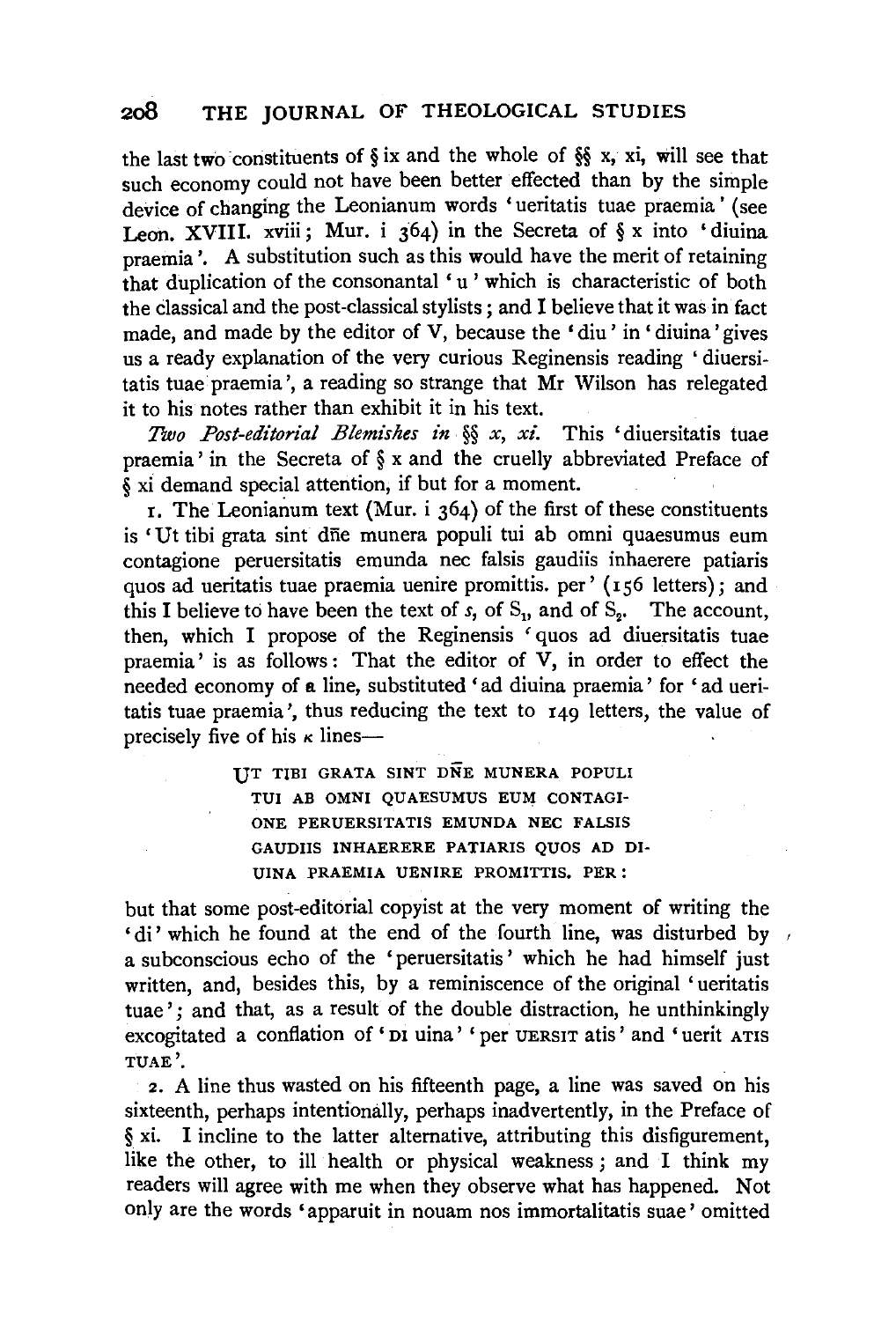the last two constituents of § ix and the whole of §§ x, xi, will see that such economy could not have been better effected than by the simple device of changing the Leonianum words 'ueritatis tuae praemia' (see Leon. XVIII. xviii; Mur. i 364) in the Secreta of § x into 'diuina praemia'. A substitution such as this would have the merit of retaining that duplication of the consonantal 'u' which is characteristic of both the classical and the post-classical stylists; and I believe that it was in fact made, and made by the editor of V, because the 'diu' in 'diuina' gives us a ready explanation of the very curious Reginensis reading 'diuersitatis tuae praemia', a reading so strange that Mr Wilson has relegated it to his notes rather than exhibit it in his text.

*Two Post-editorial Blemishes in §§ x, xi.* This 'diuersitatis tuae praemia' in the Secreta of § x and the cruelly abbreviated Preface of § xi demand special attention, if but for a moment.

1. The Leonianum text (Mur. i 364) of the first of these constituents is 'Ut tibi grata sint dñe munera populi tui ab omni quaesumus eum contagione peruersitatis emunda nec falsis gaudiis inhaerere patiaris quos ad ueritatis tuae praemia uenire promittis. per' (156 letters); and this I believe to have been the text of $s$, of $S_1$, and of $S_2$. The account, then, which I propose of the Reginensis 'quos ad diuersitatis tuae praemia' is as follows: That the editor of V, in order to effect the needed economy of a line, substituted 'ad diuina praemia' for 'ad ueritatis tuae praemia', thus reducing the text to 149 letters, the value of precisely five of his $\kappa$ lines—

> UT TIBI GRATA SINT DÑE MUNERA POPULI
> TUI AB OMNI QUAESUMUS EUM CONTAGI-
> ONE PERUERSITATIS EMUNDA NEC FALSIS
> GAUDIIS INHAERERE PATIARIS QUOS AD DI-
> UINA PRAEMIA UENIRE PROMITTIS. PER:

but that some post-editorial copyist at the very moment of writing the 'di' which he found at the end of the fourth line, was disturbed by a subconscious echo of the 'peruersitatis' which he had himself just written, and, besides this, by a reminiscence of the original 'ueritatis tuae'; and that, as a result of the double distraction, he unthinkingly excogitated a conflation of 'DI uina' 'per UERSIT atis' and 'uerit ATIS TUAE'.

2. A line thus wasted on his fifteenth page, a line was saved on his sixteenth, perhaps intentionally, perhaps inadvertently, in the Preface of § xi. I incline to the latter alternative, attributing this disfigurement, like the other, to ill health or physical weakness; and I think my readers will agree with me when they observe what has happened. Not only are the words 'apparuit in nouam nos immortalitatis suae' omitted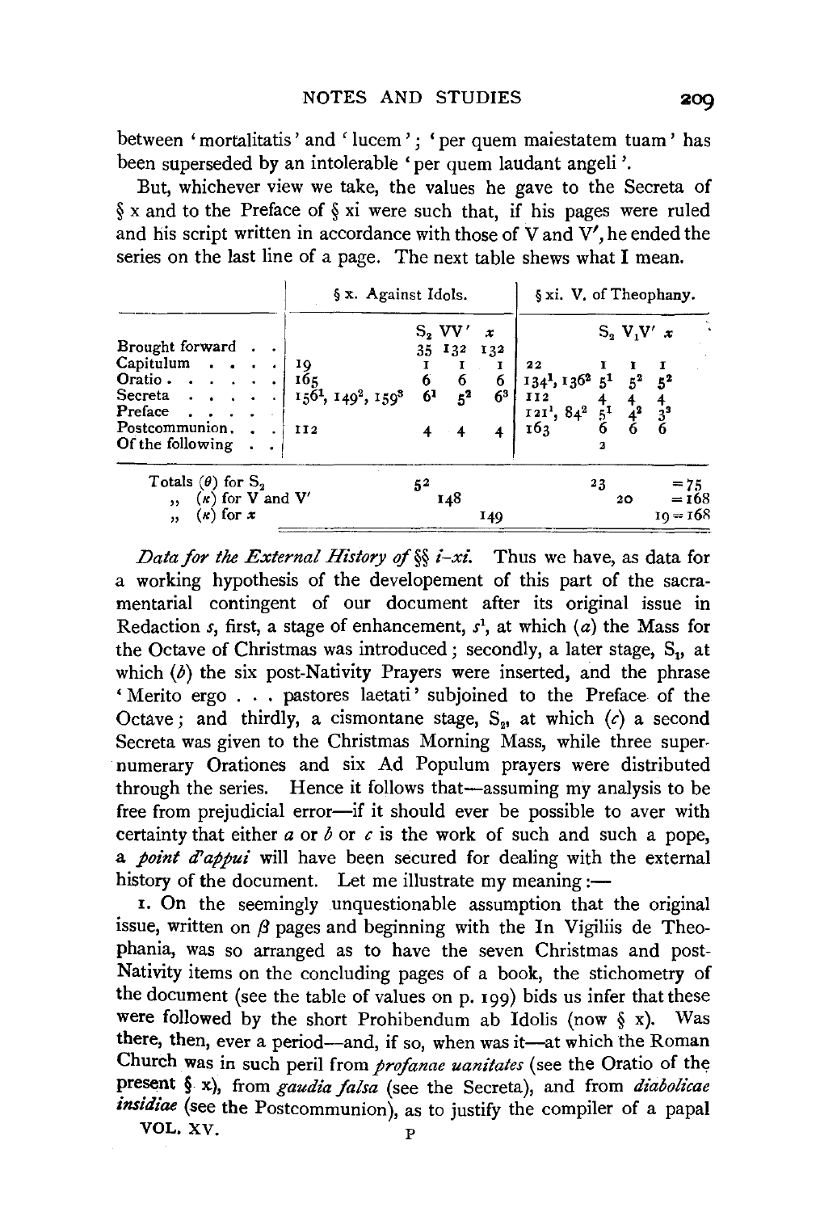between 'mortalitatis' and 'lucem'; 'per quem maiestatem tuam' has been superseded by an intolerable 'per quem laudant angeli'.

But, whichever view we take, the values he gave to the Secreta of § x and to the Preface of § xi were such that, if his pages were ruled and his script written in accordance with those of V and V′, he ended the series on the last line of a page. The next table shews what I mean.

| | § x. Against Idols. | | | | § xi. V. of Theophany. | | | |
|---|---|---|---|---|---|---|---|---|
| | | $S_2$ | VV′ | $x$ | | $S_2$ | $V_1V'$ | $x$ |
| Brought forward . . | | 35 | 132 | 132 | | | | |
| Capitulum . . . . | 19 | 1 | 1 | 1 | 22 | 1 | 1 | 1 |
| Oratio . . . . . . | 165 | 6 | 6 | 6 | $134^1$, $136^2$ | $5^1$ | $5^2$ | $5^2$ |
| Secreta . . . . . | $156^1$, $149^2$, $159^3$ | $6^1$ | $5^2$ | $6^3$ | 112 | 4 | 4 | 4 |
| Preface . . . . | | | | | $121^1$, $84^2$ | $5^1$ | $4^2$ | $3^3$ |
| Postcommunion. . . | 112 | 4 | 4 | 4 | 163 | 6 | 6 | 6 |
| Of the following . . | | | | | | 2 | | |
| Totals ($\theta$) for $S_2$ | | 52 | | | | 23 | | = 75 |
| ,, ($\kappa$) for V and V′ | | | 148 | | | | 20 | = 168 |
| ,, ($\kappa$) for $x$ | | | | 149 | | | | 19 = 168 |

*Data for the External History of §§ i–xi.* Thus we have, as data for a working hypothesis of the developement of this part of the sacramentarial contingent of our document after its original issue in Redaction *s*, first, a stage of enhancement, $s^1$, at which (*a*) the Mass for the Octave of Christmas was introduced; secondly, a later stage, $S_1$, at which (*b*) the six post-Nativity Prayers were inserted, and the phrase 'Merito ergo . . . pastores laetati' subjoined to the Preface of the Octave; and thirdly, a cismontane stage, $S_2$, at which (*c*) a second Secreta was given to the Christmas Morning Mass, while three supernumerary Orationes and six Ad Populum prayers were distributed through the series. Hence it follows that—assuming my analysis to be free from prejudicial error—if it should ever be possible to aver with certainty that either *a* or *b* or *c* is the work of such and such a pope, a *point d'appui* will have been secured for dealing with the external history of the document. Let me illustrate my meaning:—

1. On the seemingly unquestionable assumption that the original issue, written on $\beta$ pages and beginning with the In Vigiliis de Theophania, was so arranged as to have the seven Christmas and post-Nativity items on the concluding pages of a book, the stichometry of the document (see the table of values on p. 199) bids us infer that these were followed by the short Prohibendum ab Idolis (now § x). Was there, then, ever a period—and, if so, when was it—at which the Roman Church was in such peril from *profanae uanitates* (see the Oratio of the present § x), from *gaudia falsa* (see the Secreta), and from *diabolicae insidiae* (see the Postcommunion), as to justify the compiler of a papal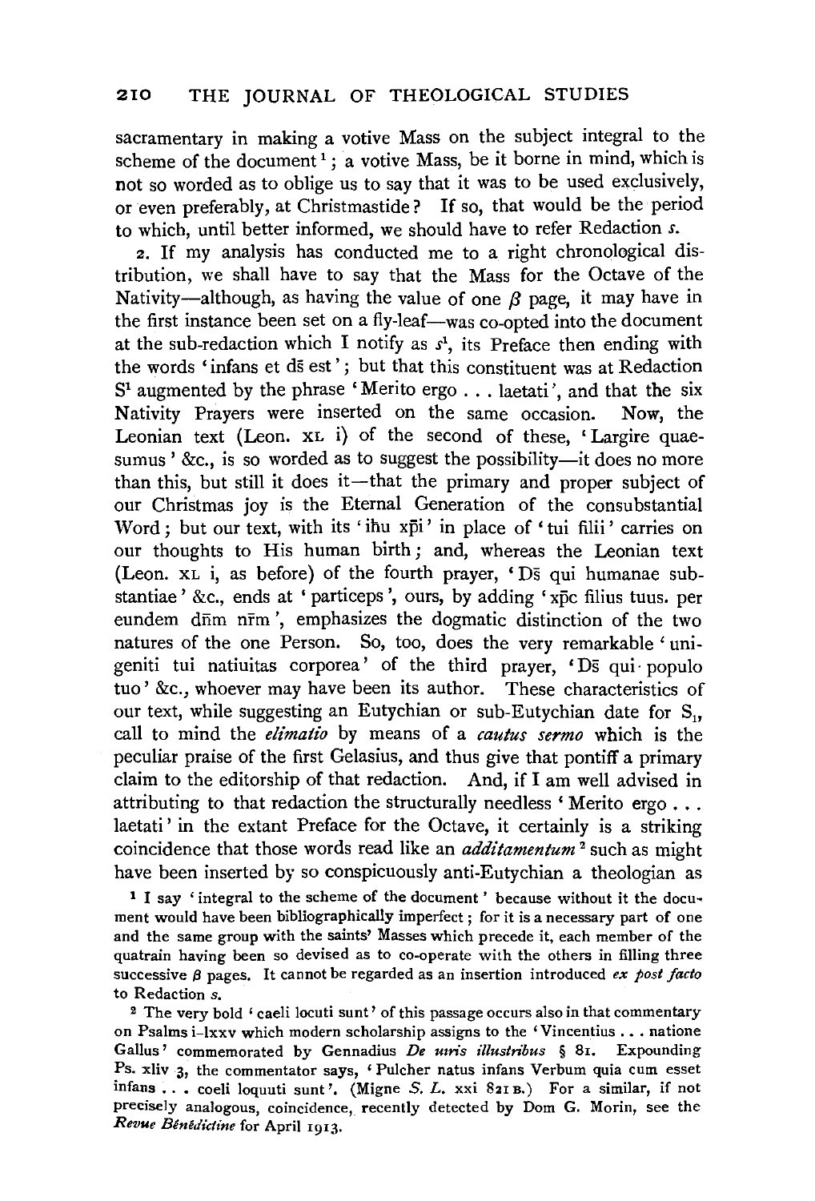sacramentary in making a votive Mass on the subject integral to the scheme of the document[1]; a votive Mass, be it borne in mind, which is not so worded as to oblige us to say that it was to be used exclusively, or even preferably, at Christmastide? If so, that would be the period to which, until better informed, we should have to refer Redaction *s*.

2. If my analysis has conducted me to a right chronological distribution, we shall have to say that the Mass for the Octave of the Nativity—although, as having the value of one $\beta$ page, it may have in the first instance been set on a fly-leaf—was co-opted into the document at the sub-redaction which I notify as $s^1$, its Preface then ending with the words 'infans et ds̄ est'; but that this constituent was at Redaction $S^1$ augmented by the phrase 'Merito ergo . . . laetati', and that the six Nativity Prayers were inserted on the same occasion. Now, the Leonian text (Leon. XL i) of the second of these, 'Largire quaesumus' &c., is so worded as to suggest the possibility—it does no more than this, but still it does it—that the primary and proper subject of our Christmas joy is the Eternal Generation of the consubstantial Word; but our text, with its 'ihu xp̄i' in place of 'tui filii' carries on our thoughts to His human birth; and, whereas the Leonian text (Leon. XL i, as before) of the fourth prayer, 'Ds̄ qui humanae substantiae' &c., ends at 'particeps', ours, by adding 'xp̄c filius tuus. per eundem dn̄m nr̄m', emphasizes the dogmatic distinction of the two natures of the one Person. So, too, does the very remarkable 'unigeniti tui natiuitas corporea' of the third prayer, 'Ds̄ qui populo tuo' &c., whoever may have been its author. These characteristics of our text, while suggesting an Eutychian or sub-Eutychian date for $S_1$, call to mind the *elimatio* by means of a *cautus sermo* which is the peculiar praise of the first Gelasius, and thus give that pontiff a primary claim to the editorship of that redaction. And, if I am well advised in attributing to that redaction the structurally needless 'Merito ergo . . . laetati' in the extant Preface for the Octave, it certainly is a striking coincidence that those words read like an *additamentum*[2] such as might have been inserted by so conspicuously anti-Eutychian a theologian as

[1] I say 'integral to the scheme of the document' because without it the document would have been bibliographically imperfect; for it is a necessary part of one and the same group with the saints' Masses which precede it, each member of the quatrain having been so devised as to co-operate with the others in filling three successive $\beta$ pages. It cannot be regarded as an insertion introduced *ex post facto* to Redaction *s*.

[2] The very bold 'caeli locuti sunt' of this passage occurs also in that commentary on Psalms i–lxxv which modern scholarship assigns to the 'Vincentius . . . natione Gallus' commemorated by Gennadius *De uiris illustribus* § 81. Expounding Ps. xliv 3, the commentator says, 'Pulcher natus infans Verbum quia cum esset infans . . . coeli loquuti sunt'. (Migne *S. L.* xxi 821 B.) For a similar, if not precisely analogous, coincidence, recently detected by Dom G. Morin, see the *Revue Bénédictine* for April 1913.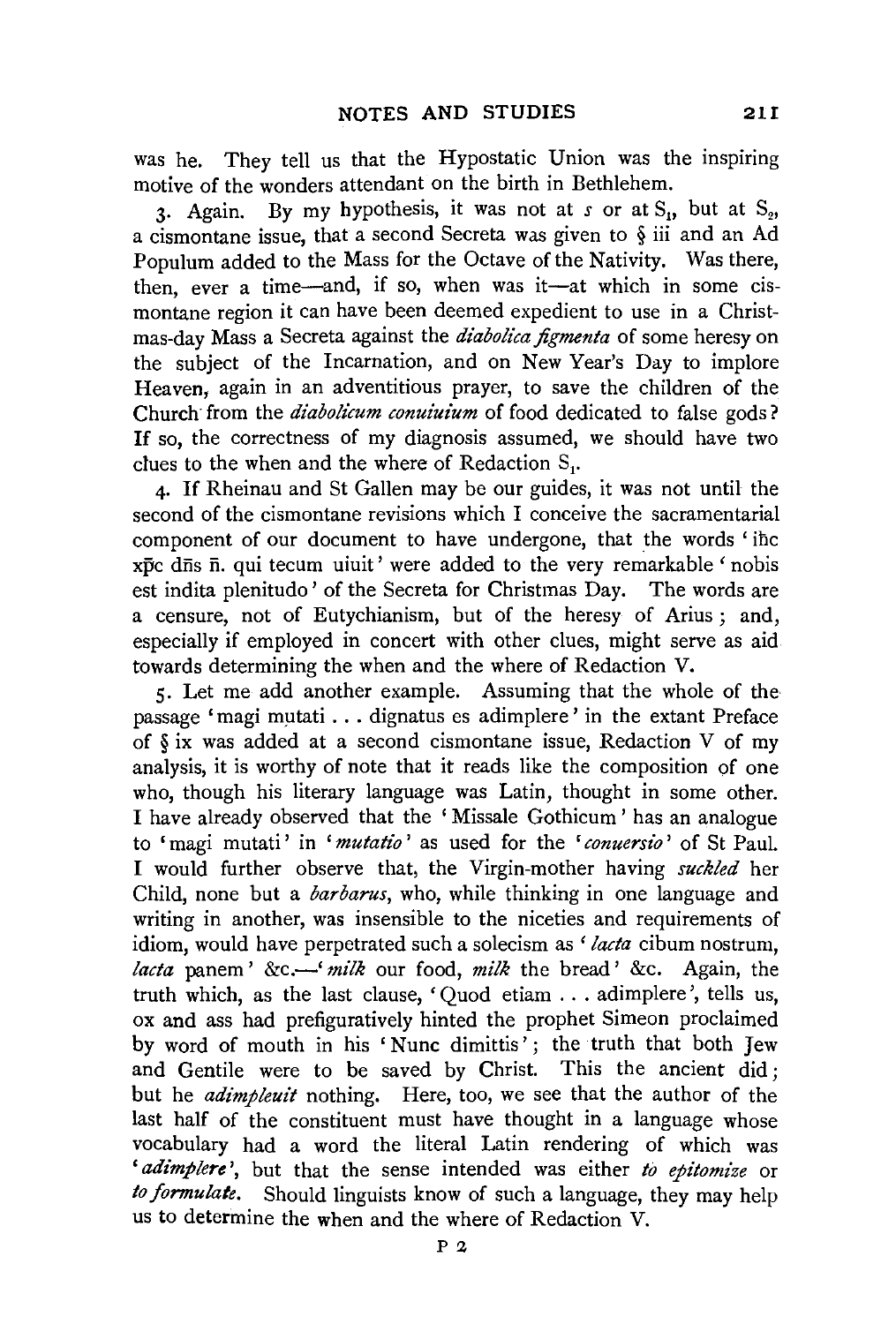was he. They tell us that the Hypostatic Union was the inspiring motive of the wonders attendant on the birth in Bethlehem.

3. Again. By my hypothesis, it was not at *s* or at $S_1$, but at $S_2$, a cismontane issue, that a second Secreta was given to § iii and an Ad Populum added to the Mass for the Octave of the Nativity. Was there, then, ever a time—and, if so, when was it—at which in some cismontane region it can have been deemed expedient to use in a Christmas-day Mass a Secreta against the *diabolica figmenta* of some heresy on the subject of the Incarnation, and on New Year's Day to implore Heaven, again in an adventitious prayer, to save the children of the Church from the *diabolicum conuiuium* of food dedicated to false gods? If so, the correctness of my diagnosis assumed, we should have two clues to the when and the where of Redaction $S_1$.

4. If Rheinau and St Gallen may be our guides, it was not until the second of the cismontane revisions which I conceive the sacramentarial component of our document to have undergone, that the words 'ihc xp̄c dn̄s n̄. qui tecum uiuit' were added to the very remarkable 'nobis est indita plenitudo' of the Secreta for Christmas Day. The words are a censure, not of Eutychianism, but of the heresy of Arius; and, especially if employed in concert with other clues, might serve as aid towards determining the when and the where of Redaction V.

5. Let me add another example. Assuming that the whole of the passage 'magi mutati . . . dignatus es adimplere' in the extant Preface of § ix was added at a second cismontane issue, Redaction V of my analysis, it is worthy of note that it reads like the composition of one who, though his literary language was Latin, thought in some other. I have already observed that the 'Missale Gothicum' has an analogue to 'magi mutati' in '*mutatio*' as used for the '*conuersio*' of St Paul. I would further observe that, the Virgin-mother having *suckled* her Child, none but a *barbarus*, who, while thinking in one language and writing in another, was insensible to the niceties and requirements of idiom, would have perpetrated such a solecism as '*lacta* cibum nostrum, *lacta* panem' &c.—'*milk* our food, *milk* the bread' &c. Again, the truth which, as the last clause, 'Quod etiam . . . adimplere', tells us, ox and ass had prefiguratively hinted the prophet Simeon proclaimed by word of mouth in his 'Nunc dimittis'; the truth that both Jew and Gentile were to be saved by Christ. This the ancient did; but he *adimpleuit* nothing. Here, too, we see that the author of the last half of the constituent must have thought in a language whose vocabulary had a word the literal Latin rendering of which was '*adimplere*', but that the sense intended was either *to epitomize* or *to formulate*. Should linguists know of such a language, they may help us to determine the when and the where of Redaction V.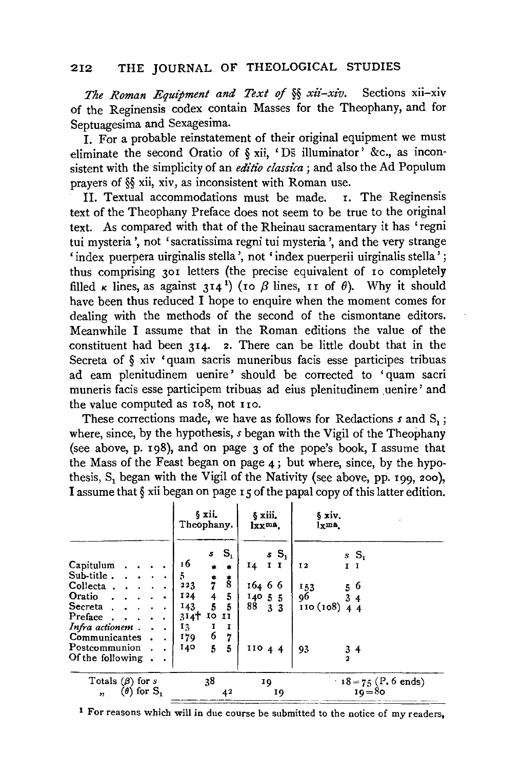*The Roman Equipment and Text of §§ xii–xiv.* Sections xii–xiv of the Reginensis codex contain Masses for the Theophany, and for Septuagesima and Sexagesima.

I. For a probable reinstatement of their original equipment we must eliminate the second Oratio of § xii, 'Ds̄ illuminator' &c., as inconsistent with the simplicity of an *editio classica*; and also the Ad Populum prayers of §§ xii, xiv, as inconsistent with Roman use.

II. Textual accommodations must be made. 1. The Reginensis text of the Theophany Preface does not seem to be true to the original text. As compared with that of the Rheinau sacramentary it has 'regni tui mysteria', not 'sacratissima regni tui mysteria', and the very strange 'index puerpera uirginalis stella', not 'index puerperii uirginalis stella'; thus comprising 301 letters (the precise equivalent of 10 completely filled $\kappa$ lines, as against 314[1]) (10 $\beta$ lines, 11 of $\theta$). Why it should have been thus reduced I hope to enquire when the moment comes for dealing with the methods of the second of the cismontane editors. Meanwhile I assume that in the Roman editions the value of the constituent had been 314. 2. There can be little doubt that in the Secreta of § xiv 'quam sacris muneribus facis esse participes tribuas ad eam plenitudinem uenire' should be corrected to 'quam sacri muneris facis esse participem tribuas ad eius plenitudinem uenire' and the value computed as 108, not 110.

These corrections made, we have as follows for Redactions $s$ and $S_1$; where, since, by the hypothesis, $s$ began with the Vigil of the Theophany (see above, p. 198), and on page 3 of the pope's book, I assume that the Mass of the Feast began on page 4; but where, since, by the hypothesis, $S_1$ began with the Vigil of the Nativity (see above, pp. 199, 200), I assume that § xii began on page 15 of the papal copy of this latter edition.

| | § xii. Theophany. | | | § xiii. lxx^ma^. | | | § xiv. lx^ma^. | | |
|---|---|---|---|---|---|---|---|---|---|
| | | $s$ | $S_1$ | | $s$ | $S_1$ | | $s$ | $S_1$ |
| Capitulum | 16 | * | * | 14 | 1 | 1 | 12 | 1 | 1 |
| Sub-title | 5 | * | * | | | | | | |
| Collecta | 223 | 7 | 8 | 164 | 6 | 6 | 153 | 5 | 6 |
| Oratio | 124 | 4 | 5 | 140 | 5 | 5 | 96 | 3 | 4 |
| Secreta | 143 | 5 | 5 | 88 | 3 | 3 | 110 (108) | 4 | 4 |
| Preface | 314† | 10 | 11 | | | | | | |
| *Infra actionem* | 13 | 1 | 1 | | | | | | |
| Communicantes | 179 | 6 | 7 | | | | | | |
| Postcommunion | 140 | 5 | 5 | 110 | 4 | 4 | 93 | 3 | 4 |
| Of the following | | | | | | | | | 2 |
| Totals ($\beta$) for $s$ | | 38 | | | 19 | | | 18 = 75 (P. 6 ends) | |
| " ($\theta$) for $S_1$ | | | 42 | | | 19 | | | 19 = 80 |

[1] For reasons which will in due course be submitted to the notice of my readers,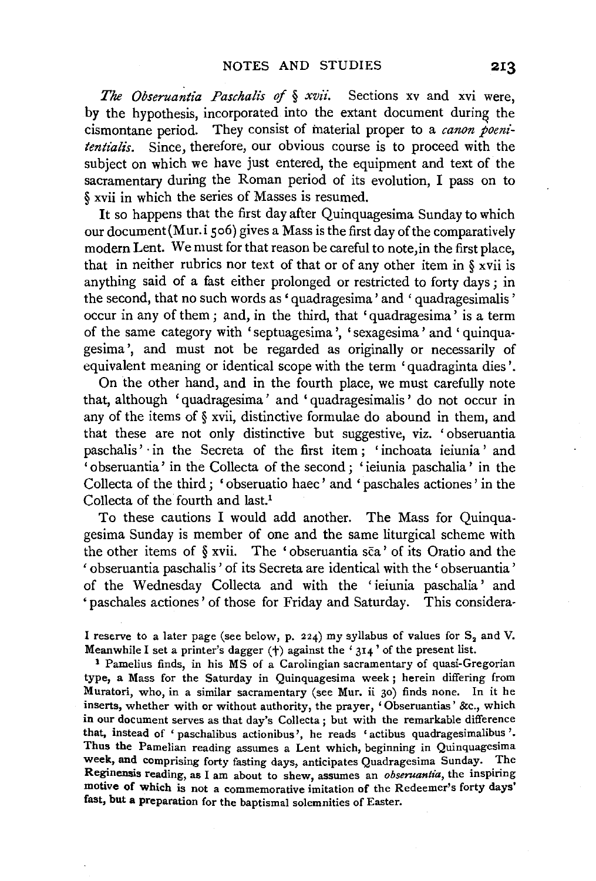*The Obseruantia Paschalis of § xvii.* Sections xv and xvi were, by the hypothesis, incorporated into the extant document during the cismontane period. They consist of material proper to a *canon poenitentialis.* Since, therefore, our obvious course is to proceed with the subject on which we have just entered, the equipment and text of the sacramentary during the Roman period of its evolution, I pass on to § xvii in which the series of Masses is resumed.

It so happens that the first day after Quinquagesima Sunday to which our document (Mur. i 506) gives a Mass is the first day of the comparatively modern Lent. We must for that reason be careful to note, in the first place, that in neither rubrics nor text of that or of any other item in § xvii is anything said of a fast either prolonged or restricted to forty days; in the second, that no such words as 'quadragesima' and 'quadragesimalis' occur in any of them; and, in the third, that 'quadragesima' is a term of the same category with 'septuagesima', 'sexagesima' and 'quinquagesima', and must not be regarded as originally or necessarily of equivalent meaning or identical scope with the term 'quadraginta dies'.

On the other hand, and in the fourth place, we must carefully note that, although 'quadragesima' and 'quadragesimalis' do not occur in any of the items of § xvii, distinctive formulae do abound in them, and that these are not only distinctive but suggestive, viz. 'obseruantia paschalis' in the Secreta of the first item; 'inchoata ieiunia' and 'obseruantia' in the Collecta of the second; 'ieiunia paschalia' in the Collecta of the third; 'obseruatio haec' and 'paschales actiones' in the Collecta of the fourth and last.[1]

To these cautions I would add another. The Mass for Quinquagesima Sunday is member of one and the same liturgical scheme with the other items of § xvii. The 'obseruantia sc̄a' of its Oratio and the 'obseruantia paschalis' of its Secreta are identical with the 'obseruantia' of the Wednesday Collecta and with the 'ieiunia paschalia' and 'paschales actiones' of those for Friday and Saturday. This considera-

I reserve to a later page (see below, p. 224) my syllabus of values for $S_2$ and V. Meanwhile I set a printer's dagger (†) against the '314' of the present list.

[1] Pamelius finds, in his MS of a Carolingian sacramentary of quasi-Gregorian type, a Mass for the Saturday in Quinquagesima week; herein differing from Muratori, who, in a similar sacramentary (see Mur. ii 30) finds none. In it he inserts, whether with or without authority, the prayer, 'Obseruantias' &c., which in our document serves as that day's Collecta; but with the remarkable difference that, instead of 'paschalibus actionibus', he reads 'actibus quadragesimalibus'. Thus the Pamelian reading assumes a Lent which, beginning in Quinquagesima week, and comprising forty fasting days, anticipates Quadragesima Sunday. The Reginensis reading, as I am about to shew, assumes an *obseruantia*, the inspiring motive of which is not a commemorative imitation of the Redeemer's forty days' fast, but a preparation for the baptismal solemnities of Easter.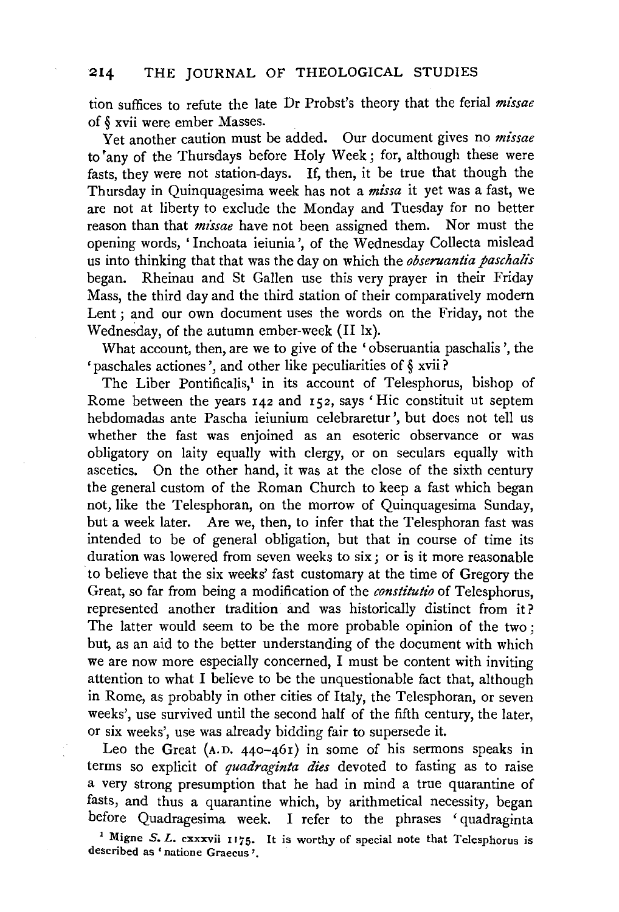tion suffices to refute the late Dr Probst's theory that the ferial *missae* of § xvii were ember Masses.

Yet another caution must be added. Our document gives no *missae* to any of the Thursdays before Holy Week; for, although these were fasts, they were not station-days. If, then, it be true that though the Thursday in Quinquagesima week has not a *missa* it yet was a fast, we are not at liberty to exclude the Monday and Tuesday for no better reason than that *missae* have not been assigned them. Nor must the opening words, 'Inchoata ieiunia', of the Wednesday Collecta mislead us into thinking that that was the day on which the *obseruantia paschalis* began. Rheinau and St Gallen use this very prayer in their Friday Mass, the third day and the third station of their comparatively modern Lent; and our own document uses the words on the Friday, not the Wednesday, of the autumn ember-week (II lx).

What account, then, are we to give of the 'obseruantia paschalis', the 'paschales actiones', and other like peculiarities of § xvii?

The Liber Pontificalis,[1] in its account of Telesphorus, bishop of Rome between the years 142 and 152, says 'Hic constituit ut septem hebdomadas ante Pascha ieiunium celebraretur', but does not tell us whether the fast was enjoined as an esoteric observance or was obligatory on laity equally with clergy, or on seculars equally with ascetics. On the other hand, it was at the close of the sixth century the general custom of the Roman Church to keep a fast which began not, like the Telesphoran, on the morrow of Quinquagesima Sunday, but a week later. Are we, then, to infer that the Telesphoran fast was intended to be of general obligation, but that in course of time its duration was lowered from seven weeks to six; or is it more reasonable to believe that the six weeks' fast customary at the time of Gregory the Great, so far from being a modification of the *constitutio* of Telesphorus, represented another tradition and was historically distinct from it? The latter would seem to be the more probable opinion of the two; but, as an aid to the better understanding of the document with which we are now more especially concerned, I must be content with inviting attention to what I believe to be the unquestionable fact that, although in Rome, as probably in other cities of Italy, the Telesphoran, or seven weeks', use survived until the second half of the fifth century, the later, or six weeks', use was already bidding fair to supersede it.

Leo the Great (A.D. 440–461) in some of his sermons speaks in terms so explicit of *quadraginta dies* devoted to fasting as to raise a very strong presumption that he had in mind a true quarantine of fasts, and thus a quarantine which, by arithmetical necessity, began before Quadragesima week. I refer to the phrases 'quadraginta

[1] Migne *S. L.* cxxxvii 1175. It is worthy of special note that Telesphorus is described as 'natione Graecus'.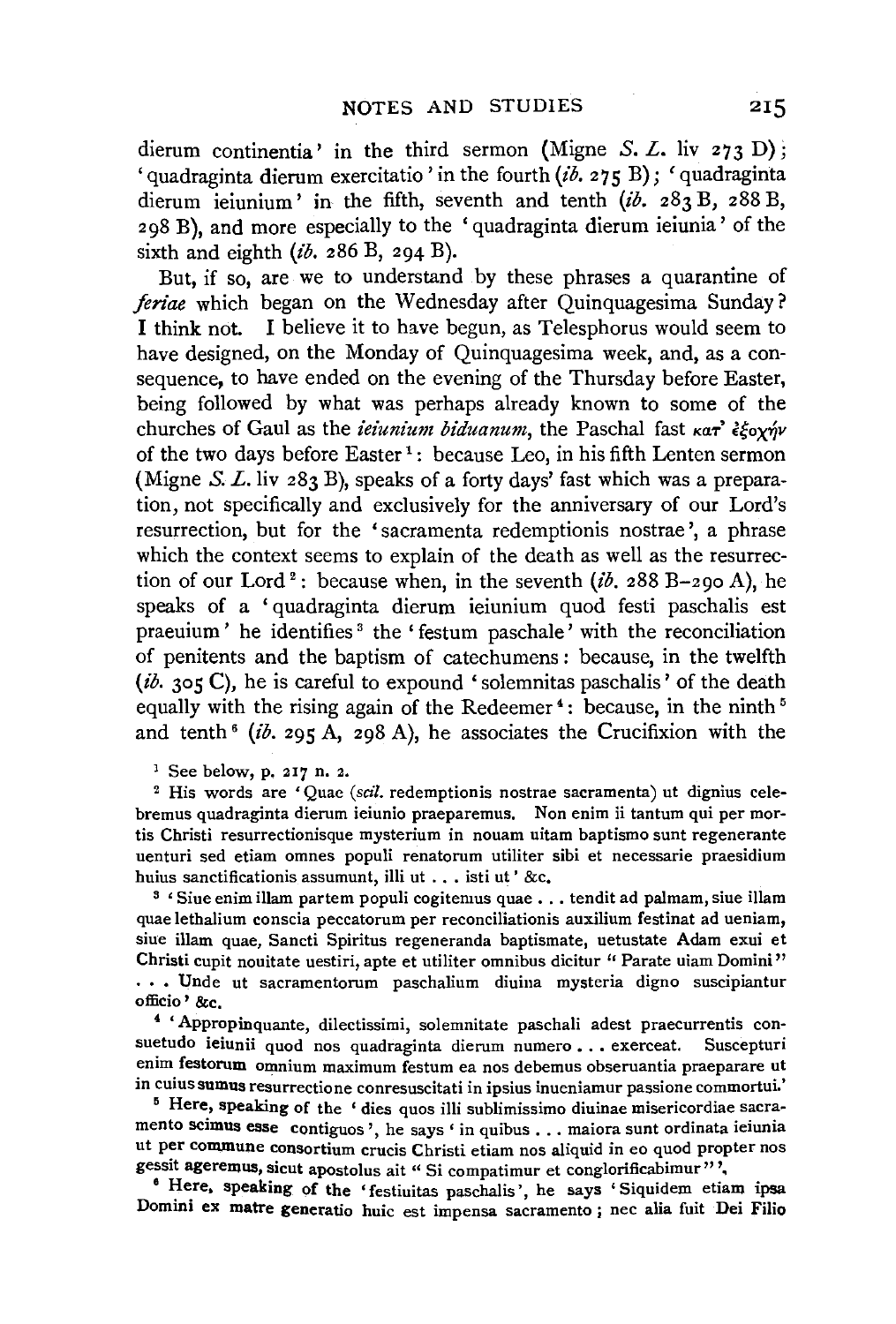dierum continentia' in the third sermon (Migne *S. L.* liv 273 D); 'quadraginta dierum exercitatio' in the fourth (*ib.* 275 B); 'quadraginta dierum ieiunium' in the fifth, seventh and tenth (*ib.* 283 B, 288 B, 298 B), and more especially to the 'quadraginta dierum ieiunia' of the sixth and eighth (*ib.* 286 B, 294 B).

But, if so, are we to understand by these phrases a quarantine of *feriae* which began on the Wednesday after Quinquagesima Sunday? I think not. I believe it to have begun, as Telesphorus would seem to have designed, on the Monday of Quinquagesima week, and, as a consequence, to have ended on the evening of the Thursday before Easter, being followed by what was perhaps already known to some of the churches of Gaul as the *ieiunium biduanum*, the Paschal fast κατ' ἐξοχήν of the two days before Easter[1]: because Leo, in his fifth Lenten sermon (Migne *S. L.* liv 283 B), speaks of a forty days' fast which was a preparation, not specifically and exclusively for the anniversary of our Lord's resurrection, but for the 'sacramenta redemptionis nostrae', a phrase which the context seems to explain of the death as well as the resurrection of our Lord[2]: because when, in the seventh (*ib.* 288 B–290 A), he speaks of a 'quadraginta dierum ieiunium quod festi paschalis est praeuium' he identifies[3] the 'festum paschale' with the reconciliation of penitents and the baptism of catechumens: because, in the twelfth (*ib.* 305 C), he is careful to expound 'solemnitas paschalis' of the death equally with the rising again of the Redeemer[4]: because, in the ninth[5] and tenth[6] (*ib.* 295 A, 298 A), he associates the Crucifixion with the

[1] See below, p. 217 n. 2.

[2] His words are 'Quae (*scil.* redemptionis nostrae sacramenta) ut dignius celebremus quadraginta dierum ieiunio praeparemus. Non enim ii tantum qui per mortis Christi resurrectionisque mysterium in nouam uitam baptismo sunt regenerante uenturi sed etiam omnes populi renatorum utiliter sibi et necessarie praesidium huius sanctificationis assumunt, illi ut . . . isti ut' &c.

[3] 'Siue enim illam partem populi cogitemus quae . . . tendit ad palmam, siue illam quae lethalium conscia peccatorum per reconciliationis auxilium festinat ad ueniam, siue illam quae, Sancti Spiritus regeneranda baptismate, uetustate Adam exui et Christi cupit nouitate uestiri, apte et utiliter omnibus dicitur "Parate uiam Domini" . . . Unde ut sacramentorum paschalium diuina mysteria digno suscipiantur officio' &c.

[4] 'Appropinquante, dilectissimi, solemnitate paschali adest praecurrentis consuetudo ieiunii quod nos quadraginta dierum numero . . . exerceat. Suscepturi enim festorum omnium maximum festum ea nos debemus obseruantia praeparare ut in cuius sumus resurrectione conresuscitati in ipsius inueniamur passione commortui.'

[5] Here, speaking of the 'dies quos illi sublimissimo diuinae misericordiae sacramento scimus esse contiguos', he says 'in quibus . . . maiora sunt ordinata ieiunia ut per commune consortium crucis Christi etiam nos aliquid in eo quod propter nos gessit ageremus, sicut apostolus ait "Si compatimur et conglorificabimur"'.

[6] Here, speaking of the 'festiuitas paschalis', he says 'Siquidem etiam ipsa Domini ex matre generatio huic est impensa sacramento; nec alia fuit Dei Filio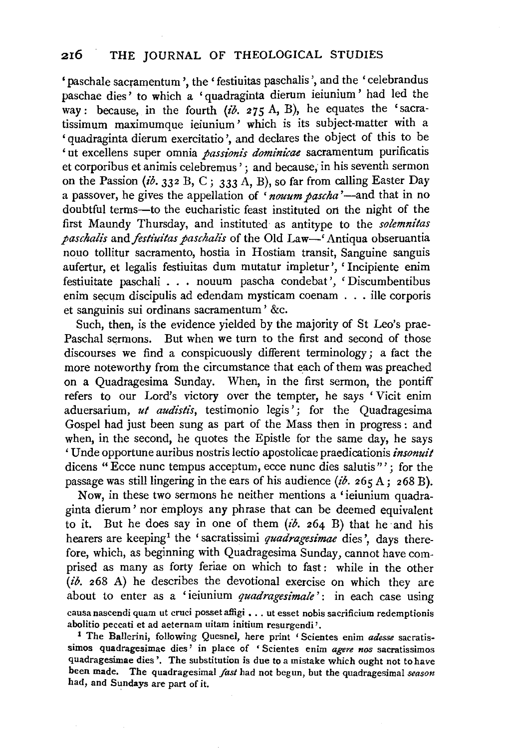'paschale sacramentum', the 'festiuitas paschalis', and the 'celebrandus paschae dies' to which a 'quadraginta dierum ieiunium' had led the way: because, in the fourth (*ib.* 275 A, B), he equates the 'sacratissimum maximumque ieiunium' which is its subject-matter with a 'quadraginta dierum exercitatio', and declares the object of this to be 'ut excellens super omnia *passionis dominicae* sacramentum purificatis et corporibus et animis celebremus'; and because, in his seventh sermon on the Passion (*ib.* 332 B, C; 333 A, B), so far from calling Easter Day a passover, he gives the appellation of '*nouum pascha*'—and that in no doubtful terms—to the eucharistic feast instituted on the night of the first Maundy Thursday, and instituted as antitype to the *solemnitas paschalis* and *festiuitas paschalis* of the Old Law—'Antiqua obseruantia nouo tollitur sacramento, hostia in Hostiam transit, Sanguine sanguis aufertur, et legalis festiuitas dum mutatur impletur', 'Incipiente enim festiuitate paschali . . . nouum pascha condebat', 'Discumbentibus enim secum discipulis ad edendam mysticam coenam . . . ille corporis et sanguinis sui ordinans sacramentum' &c.

Such, then, is the evidence yielded by the majority of St Leo's prae-Paschal sermons. But when we turn to the first and second of those discourses we find a conspicuously different terminology; a fact the more noteworthy from the circumstance that each of them was preached on a Quadragesima Sunday. When, in the first sermon, the pontiff refers to our Lord's victory over the tempter, he says 'Vicit enim aduersarium, *ut audistis*, testimonio legis'; for the Quadragesima Gospel had just been sung as part of the Mass then in progress: and when, in the second, he quotes the Epistle for the same day, he says 'Unde opportune auribus nostris lectio apostolicae praedicationis *insonuit* dicens "Ecce nunc tempus acceptum, ecce nunc dies salutis"'; for the passage was still lingering in the ears of his audience (*ib.* 265 A; 268 B).

Now, in these two sermons he neither mentions a 'ieiunium quadraginta dierum' nor employs any phrase that can be deemed equivalent to it. But he does say in one of them (*ib.* 264 B) that he and his hearers are keeping[1] the 'sacratissimi *quadragesimae* dies', days therefore, which, as beginning with Quadragesima Sunday, cannot have comprised as many as forty feriae on which to fast: while in the other (*ib.* 268 A) he describes the devotional exercise on which they are about to enter as a 'ieiunium *quadragesimale*': in each case using

causa nascendi quam ut cruci posset affigi . . . ut esset nobis sacrificium redemptionis abolitio peccati et ad aeternam uitam initium resurgendi'.

[1] The Ballerini, following Quesnel, here print 'Scientes enim *adesse* sacratissimos quadragesimae dies' in place of 'Scientes enim *agere nos* sacratissimos quadragesimae dies'. The substitution is due to a mistake which ought not to have been made. The quadragesimal *fast* had not begun, but the quadragesimal *season* had, and Sundays are part of it.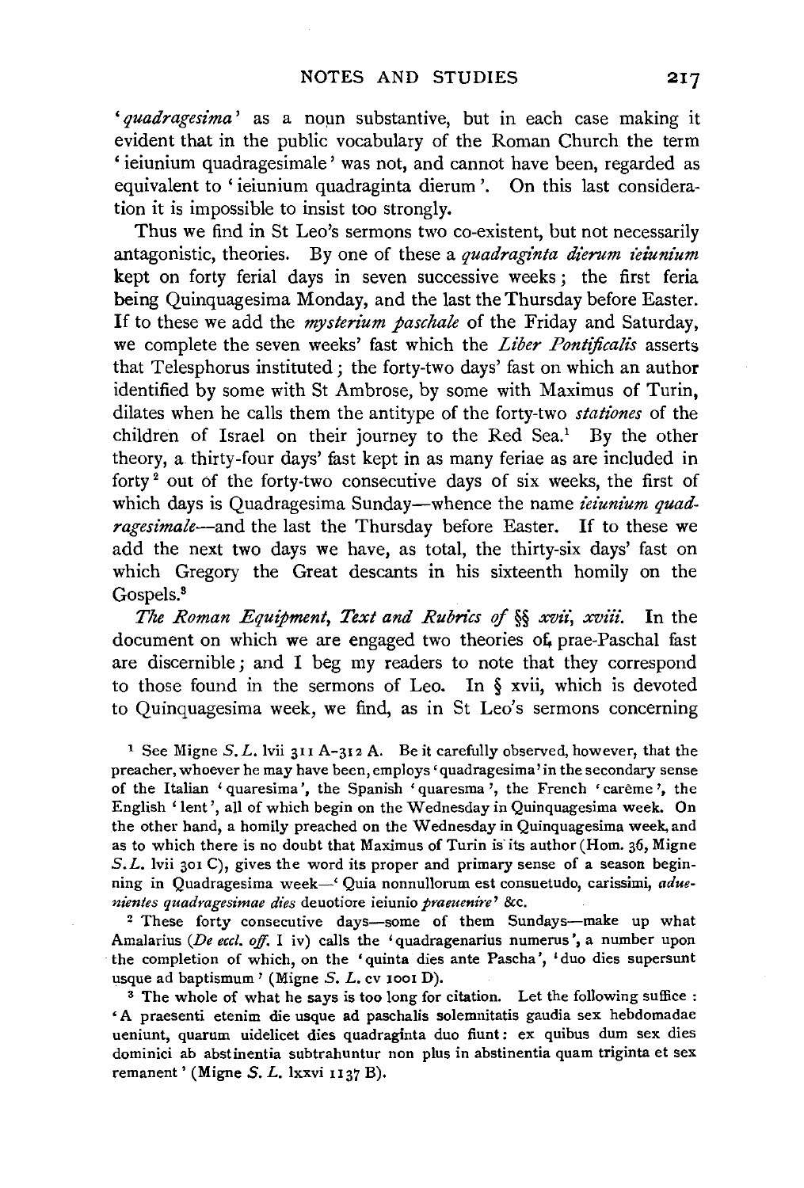'*quadragesima*' as a noun substantive, but in each case making it evident that in the public vocabulary of the Roman Church the term 'ieiunium quadragesimale' was not, and cannot have been, regarded as equivalent to 'ieiunium quadraginta dierum'. On this last consideration it is impossible to insist too strongly.

Thus we find in St Leo's sermons two co-existent, but not necessarily antagonistic, theories. By one of these a *quadraginta dierum ieiunium* kept on forty ferial days in seven successive weeks; the first feria being Quinquagesima Monday, and the last the Thursday before Easter. If to these we add the *mysterium paschale* of the Friday and Saturday, we complete the seven weeks' fast which the *Liber Pontificalis* asserts that Telesphorus instituted; the forty-two days' fast on which an author identified by some with St Ambrose, by some with Maximus of Turin, dilates when he calls them the antitype of the forty-two *stationes* of the children of Israel on their journey to the Red Sea.[1] By the other theory, a thirty-four days' fast kept in as many feriae as are included in forty[2] out of the forty-two consecutive days of six weeks, the first of which days is Quadragesima Sunday—whence the name *ieiunium quadragesimale*—and the last the Thursday before Easter. If to these we add the next two days we have, as total, the thirty-six days' fast on which Gregory the Great descants in his sixteenth homily on the Gospels.[3]

*The Roman Equipment, Text and Rubrics of §§ xvii, xviii.* In the document on which we are engaged two theories of prae-Paschal fast are discernible; and I beg my readers to note that they correspond to those found in the sermons of Leo. In § xvii, which is devoted to Quinquagesima week, we find, as in St Leo's sermons concerning

[1] See Migne *S. L.* lvii 311 A–312 A. Be it carefully observed, however, that the preacher, whoever he may have been, employs 'quadragesima' in the secondary sense of the Italian 'quaresima', the Spanish 'quaresma', the French 'carême', the English 'lent', all of which begin on the Wednesday in Quinquagesima week. On the other hand, a homily preached on the Wednesday in Quinquagesima week, and as to which there is no doubt that Maximus of Turin is its author (Hom. 36, Migne *S. L.* lvii 301 C), gives the word its proper and primary sense of a season beginning in Quadragesima week—'Quia nonnullorum est consuetudo, carissimi, *aduenientes quadragesimae dies* deuotiore ieiunio *praeuenire*' &c.

[2] These forty consecutive days—some of them Sundays—make up what Amalarius (*De eccl. off.* I iv) calls the 'quadragenarius numerus', a number upon the completion of which, on the 'quinta dies ante Pascha', 'duo dies supersunt usque ad baptismum' (Migne *S. L.* cv 1001 D).

[3] The whole of what he says is too long for citation. Let the following suffice: 'A praesenti etenim die usque ad paschalis solemnitatis gaudia sex hebdomadae ueniunt, quarum uidelicet dies quadraginta duo fiunt: ex quibus dum sex dies dominici ab abstinentia subtrahuntur non plus in abstinentia quam triginta et sex remanent' (Migne *S. L.* lxxvi 1137 B).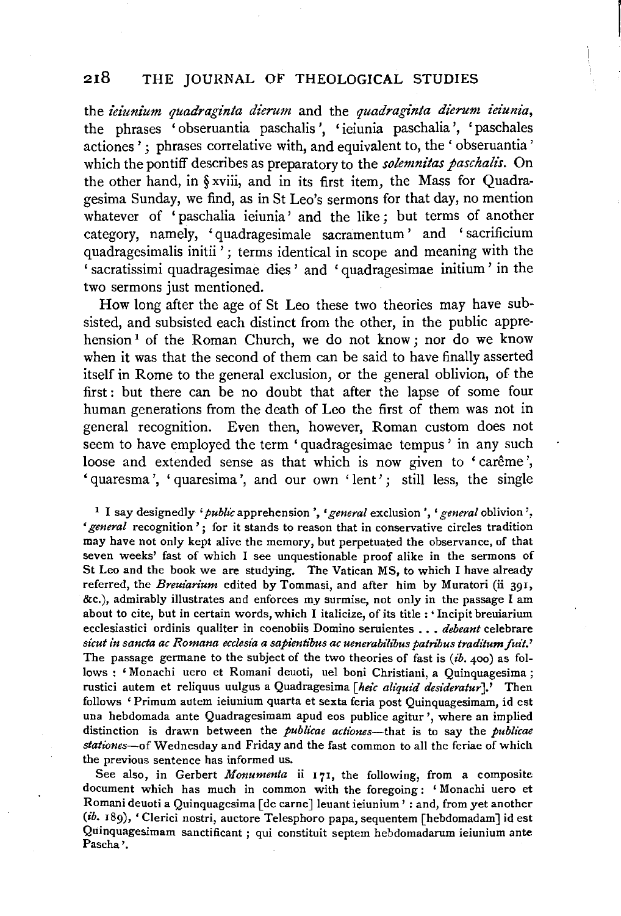the *ieiunium quadraginta dierum* and the *quadraginta dierum ieiunia*, the phrases 'obseruantia paschalis', 'ieiunia paschalia', 'paschales actiones'; phrases correlative with, and equivalent to, the 'obseruantia' which the pontiff describes as preparatory to the *solemnitas paschalis*. On the other hand, in § xviii, and in its first item, the Mass for Quadragesima Sunday, we find, as in St Leo's sermons for that day, no mention whatever of 'paschalia ieiunia' and the like; but terms of another category, namely, 'quadragesimale sacramentum' and 'sacrificium quadragesimalis initii'; terms identical in scope and meaning with the 'sacratissimi quadragesimae dies' and 'quadragesimae initium' in the two sermons just mentioned.

How long after the age of St Leo these two theories may have subsisted, and subsisted each distinct from the other, in the public apprehension[1] of the Roman Church, we do not know; nor do we know when it was that the second of them can be said to have finally asserted itself in Rome to the general exclusion, or the general oblivion, of the first: but there can be no doubt that after the lapse of some four human generations from the death of Leo the first of them was not in general recognition. Even then, however, Roman custom does not seem to have employed the term 'quadragesimae tempus' in any such loose and extended sense as that which is now given to 'carême', 'quaresma', 'quaresima', and our own 'lent'; still less, the single

[1] I say designedly '*public* apprehension', '*general* exclusion', '*general* oblivion', '*general* recognition'; for it stands to reason that in conservative circles tradition may have not only kept alive the memory, but perpetuated the observance, of that seven weeks' fast of which I see unquestionable proof alike in the sermons of St Leo and the book we are studying. The Vatican MS, to which I have already referred, the *Breuiarium* edited by Tommasi, and after him by Muratori (ii 391, &c.), admirably illustrates and enforces my surmise, not only in the passage I am about to cite, but in certain words, which I italicize, of its title: 'Incipit breuiarium ecclesiastici ordinis qualiter in coenobiis Domino seruientes . . . *debeant* celebrare *sicut in sancta ac Romana ecclesia a sapientibus ac uenerabilibus patribus traditum fuit*.' The passage germane to the subject of the two theories of fast is (*ib.* 400) as follows: 'Monachi uero et Romani deuoti, uel boni Christiani, a Quinquagesima; rustici autem et reliquus uulgus a Quadragesima [*heic aliquid desideratur*].' Then follows 'Primum autem ieiunium quarta et sexta feria post Quinquagesimam, id est una hebdomada ante Quadragesimam apud eos publice agitur', where an implied distinction is drawn between the *publicae actiones*—that is to say the *publicae stationes*—of Wednesday and Friday and the fast common to all the feriae of which the previous sentence has informed us.

See also, in Gerbert *Monumenta* ii 171, the following, from a composite document which has much in common with the foregoing: 'Monachi uero et Romani deuoti a Quinquagesima [de carne] leuant ieiunium': and, from yet another (*ib.* 189), 'Clerici nostri, auctore Telesphoro papa, sequentem [hebdomadam] id est Quinquagesimam sanctificant; qui constituit septem hebdomadarum ieiunium ante Pascha'.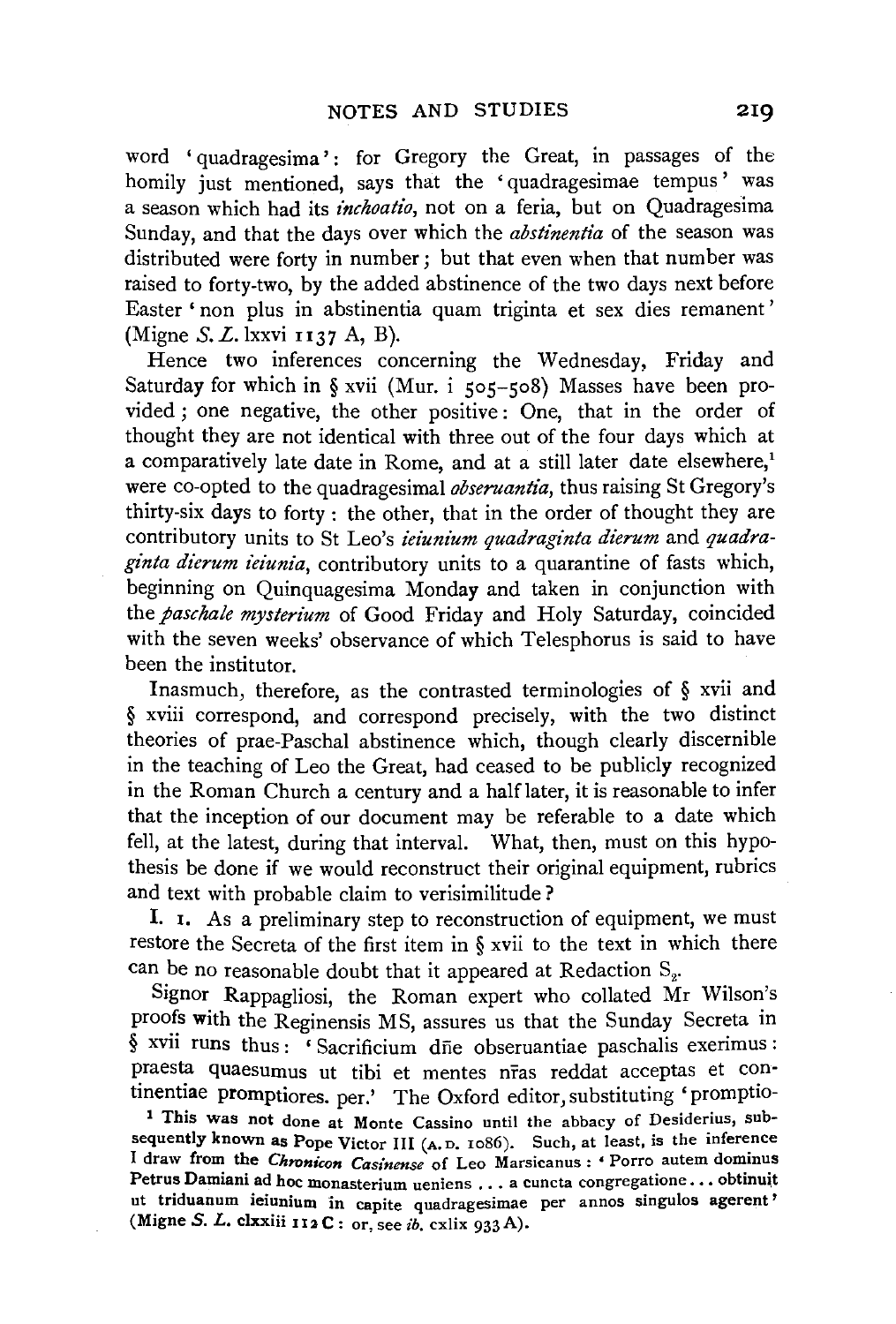word 'quadragesima': for Gregory the Great, in passages of the homily just mentioned, says that the 'quadragesimae tempus' was a season which had its *inchoatio*, not on a feria, but on Quadragesima Sunday, and that the days over which the *abstinentia* of the season was distributed were forty in number; but that even when that number was raised to forty-two, by the added abstinence of the two days next before Easter 'non plus in abstinentia quam triginta et sex dies remanent' (Migne *S. L.* lxxvi 1137 A, B).

Hence two inferences concerning the Wednesday, Friday and Saturday for which in § xvii (Mur. i 505–508) Masses have been provided; one negative, the other positive: One, that in the order of thought they are not identical with three out of the four days which at a comparatively late date in Rome, and at a still later date elsewhere,[1] were co-opted to the quadragesimal *obseruantia*, thus raising St Gregory's thirty-six days to forty: the other, that in the order of thought they are contributory units to St Leo's *ieiunium quadraginta dierum* and *quadraginta dierum ieiunia*, contributory units to a quarantine of fasts which, beginning on Quinquagesima Monday and taken in conjunction with the *paschale mysterium* of Good Friday and Holy Saturday, coincided with the seven weeks' observance of which Telesphorus is said to have been the institutor.

Inasmuch, therefore, as the contrasted terminologies of § xvii and § xviii correspond, and correspond precisely, with the two distinct theories of prae-Paschal abstinence which, though clearly discernible in the teaching of Leo the Great, had ceased to be publicly recognized in the Roman Church a century and a half later, it is reasonable to infer that the inception of our document may be referable to a date which fell, at the latest, during that interval. What, then, must on this hypothesis be done if we would reconstruct their original equipment, rubrics and text with probable claim to verisimilitude?

I. 1. As a preliminary step to reconstruction of equipment, we must restore the Secreta of the first item in § xvii to the text in which there can be no reasonable doubt that it appeared at Redaction $S_2$.

Signor Rappagliosi, the Roman expert who collated Mr Wilson's proofs with the Reginensis MS, assures us that the Sunday Secreta in § xvii runs thus: 'Sacrificium dñe obseruantiae paschalis exerimus: praesta quaesumus ut tibi et mentes nr̃as reddat acceptas et continentiae promptiores. per.' The Oxford editor, substituting 'promptio-

[1] This was not done at Monte Cassino until the abbacy of Desiderius, subsequently known as Pope Victor III (A.D. 1086). Such, at least, is the inference I draw from the *Chronicon Casinense* of Leo Marsicanus: 'Porro autem dominus Petrus Damiani ad hoc monasterium ueniens . . . a cuncta congregatione . . . obtinuit ut triduanum ieiunium in capite quadragesimae per annos singulos agerent' (Migne *S. L.* clxxiii 112 C: or, see *ib.* cxlix 933 A).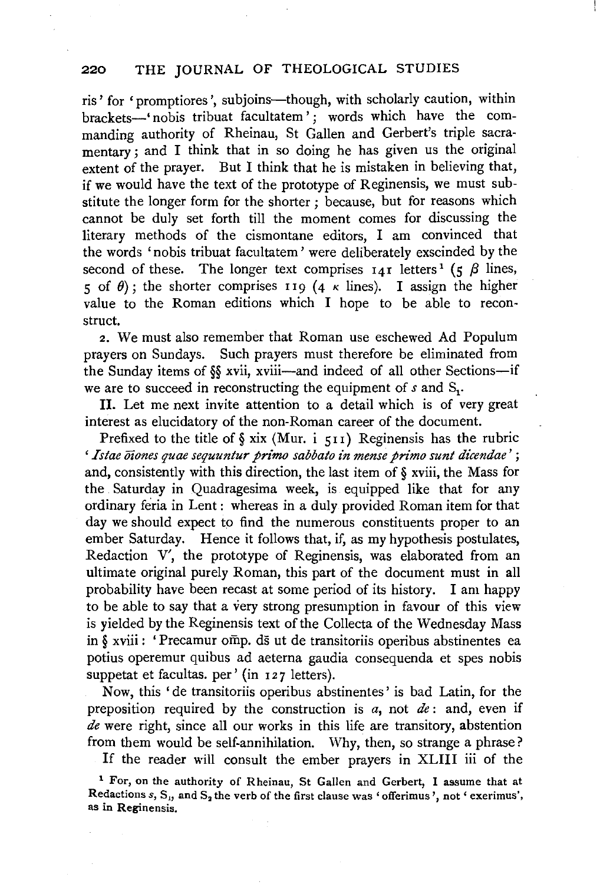ris' for 'promptiores', subjoins—though, with scholarly caution, within brackets—'nobis tribuat facultatem'; words which have the commanding authority of Rheinau, St Gallen and Gerbert's triple sacramentary; and I think that in so doing he has given us the original extent of the prayer. But I think that he is mistaken in believing that, if we would have the text of the prototype of Reginensis, we must substitute the longer form for the shorter; because, but for reasons which cannot be duly set forth till the moment comes for discussing the literary methods of the cismontane editors, I am convinced that the words 'nobis tribuat facultatem' were deliberately exscinded by the second of these. The longer text comprises 141 letters[1] (5 $\beta$ lines, 5 of $\theta$); the shorter comprises 119 (4 $\kappa$ lines). I assign the higher value to the Roman editions which I hope to be able to reconstruct.

2. We must also remember that Roman use eschewed Ad Populum prayers on Sundays. Such prayers must therefore be eliminated from the Sunday items of §§ xvii, xviii—and indeed of all other Sections—if we are to succeed in reconstructing the equipment of $s$ and $S_1$.

II. Let me next invite attention to a detail which is of very great interest as elucidatory of the non-Roman career of the document.

Prefixed to the title of § xix (Mur. i 511) Reginensis has the rubric '*Istae ōiones quae sequuntur primo sabbato in mense primo sunt dicendae*'; and, consistently with this direction, the last item of § xviii, the Mass for the Saturday in Quadragesima week, is equipped like that for any ordinary feria in Lent: whereas in a duly provided Roman item for that day we should expect to find the numerous constituents proper to an ember Saturday. Hence it follows that, if, as my hypothesis postulates, Redaction V′, the prototype of Reginensis, was elaborated from an ultimate original purely Roman, this part of the document must in all probability have been recast at some period of its history. I am happy to be able to say that a very strong presumption in favour of this view is yielded by the Reginensis text of the Collecta of the Wednesday Mass in § xviii: 'Precamur om̄p. ds̄ ut de transitoriis operibus abstinentes ea potius operemur quibus ad aeterna gaudia consequenda et spes nobis suppetat et facultas. per' (in 127 letters).

Now, this 'de transitoriis operibus abstinentes' is bad Latin, for the preposition required by the construction is *a*, not *de*: and, even if *de* were right, since all our works in this life are transitory, abstention from them would be self-annihilation. Why, then, so strange a phrase?

If the reader will consult the ember prayers in XLIII iii of the

[1] For, on the authority of Rheinau, St Gallen and Gerbert, I assume that at Redactions $s$, $S_1$, and $S_2$ the verb of the first clause was 'offerimus', not 'exerimus', as in Reginensis.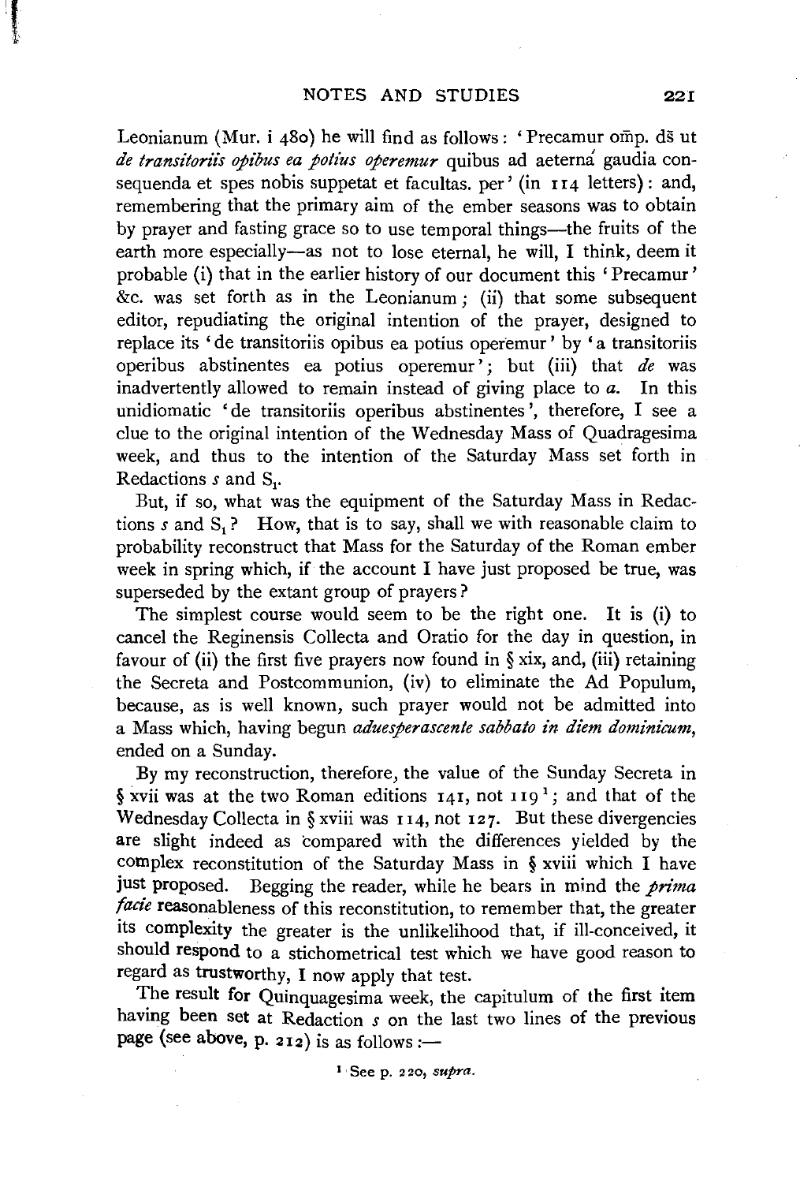Leonianum (Mur. i 480) he will find as follows: 'Precamur om̄p. dš ut *de transitoriis opibus ea potius operemur* quibus ad aeterná gaudia consequenda et spes nobis suppetat et facultas. per' (in 114 letters): and, remembering that the primary aim of the ember seasons was to obtain by prayer and fasting grace so to use temporal things—the fruits of the earth more especially—as not to lose eternal, he will, I think, deem it probable (i) that in the earlier history of our document this 'Precamur' &c. was set forth as in the Leonianum; (ii) that some subsequent editor, repudiating the original intention of the prayer, designed to replace its 'de transitoriis opibus ea potius operemur' by 'a transitoriis operibus abstinentes ea potius operemur'; but (iii) that *de* was inadvertently allowed to remain instead of giving place to *a*. In this unidiomatic 'de transitoriis operibus abstinentes', therefore, I see a clue to the original intention of the Wednesday Mass of Quadragesima week, and thus to the intention of the Saturday Mass set forth in Redactions *s* and $S_1$.

But, if so, what was the equipment of the Saturday Mass in Redactions *s* and $S_1$? How, that is to say, shall we with reasonable claim to probability reconstruct that Mass for the Saturday of the Roman ember week in spring which, if the account I have just proposed be true, was superseded by the extant group of prayers?

The simplest course would seem to be the right one. It is (i) to cancel the Reginensis Collecta and Oratio for the day in question, in favour of (ii) the first five prayers now found in § xix, and, (iii) retaining the Secreta and Postcommunion, (iv) to eliminate the Ad Populum, because, as is well known, such prayer would not be admitted into a Mass which, having begun *aduesperascente sabbato in diem dominicum*, ended on a Sunday.

By my reconstruction, therefore, the value of the Sunday Secreta in § xvii was at the two Roman editions 141, not 119[1]; and that of the Wednesday Collecta in § xviii was 114, not 127. But these divergencies are slight indeed as compared with the differences yielded by the complex reconstitution of the Saturday Mass in § xviii which I have just proposed. Begging the reader, while he bears in mind the *prima facie* reasonableness of this reconstitution, to remember that, the greater its complexity the greater is the unlikelihood that, if ill-conceived, it should respond to a stichometrical test which we have good reason to regard as trustworthy, I now apply that test.

The result for Quinquagesima week, the capitulum of the first item having been set at Redaction *s* on the last two lines of the previous page (see above, p. 212) is as follows:—

[1] See p. 220, *supra*.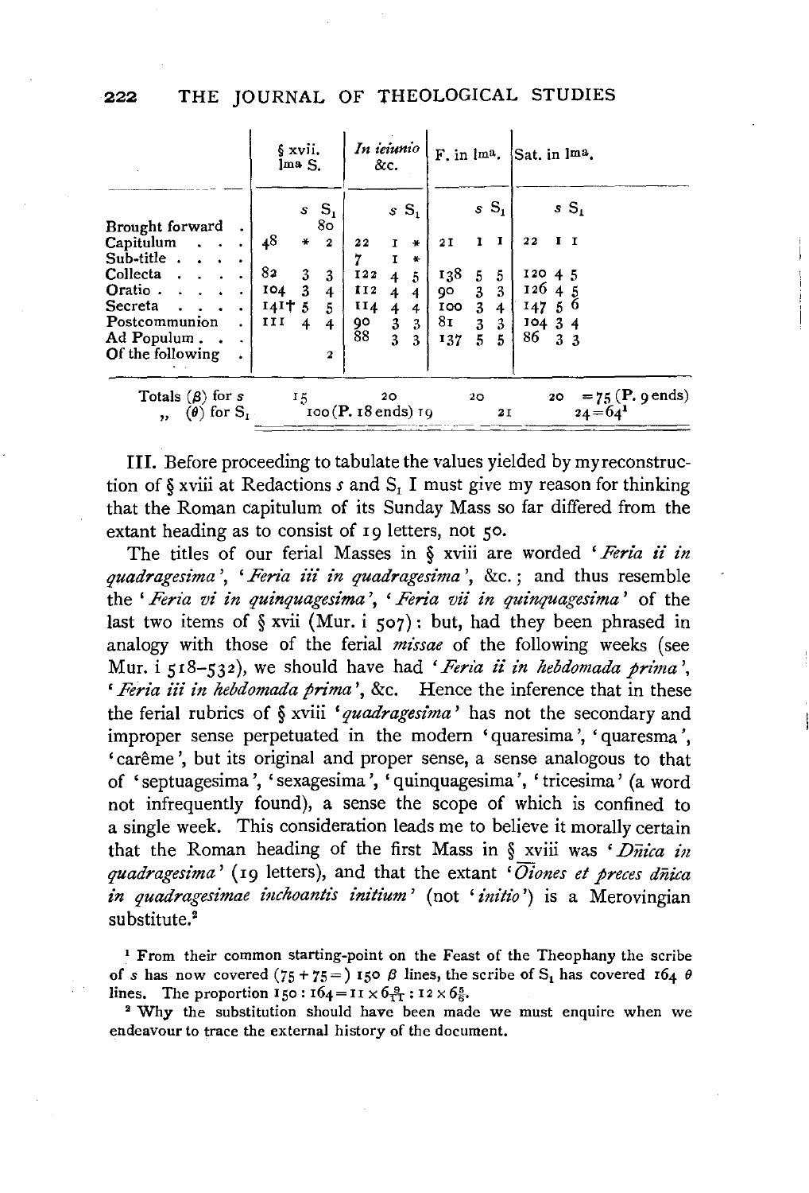| | § xvii. lma S. | | | In ieiunio &c. | | | F. in lma. | | | Sat. in lma. | | |
|---|---|---|---|---|---|---|---|---|---|---|---|---|
| | | *s* | $S_1$ | | *s* | $S_1$ | | *s* | $S_1$ | | *s* | $S_1$ |
| Brought forward . | | | 80 | | | | | | | | | |
| Capitulum . . . | 48 | * | 2 | 22 | 1 | * | 21 | 1 | 1 | 22 | 1 | 1 |
| Sub-title . . . . | | | | 7 | 1 | * | | | | | | |
| Collecta . . . . | 82 | 3 | 3 | 122 | 4 | 5 | 138 | 5 | 5 | 120 | 4 | 5 |
| Oratio . . . . . | 104 | 3 | 4 | 112 | 4 | 4 | 90 | 3 | 3 | 126 | 4 | 5 |
| Secreta . . . . | 141† | 5 | 5 | 114 | 4 | 4 | 100 | 3 | 4 | 147 | 5 | 6 |
| Postcommunion . | 111 | 4 | 4 | 90 | 3 | 3 | 81 | 3 | 3 | 104 | 3 | 4 |
| Ad Populum . . . | | | | 88 | 3 | 3 | 137 | 5 | 5 | 86 | 3 | 3 |
| Of the following . | | | 2 | | | | | | | | | |
| Totals ($\beta$) for *s* | | 15 | | | 20 | | | 20 | | | 20 | = 75 (P. 9 ends) |
| „ ($\theta$) for $S_1$ | | | 100 (P. 18 ends) | | | 19 | | | 21 | | | 24 = 64[1] |

III. Before proceeding to tabulate the values yielded by my reconstruction of § xviii at Redactions *s* and $S_1$ I must give my reason for thinking that the Roman capitulum of its Sunday Mass so far differed from the extant heading as to consist of 19 letters, not 50.

The titles of our ferial Masses in § xviii are worded '*Feria ii in quadragesima*', '*Feria iii in quadragesima*', &c.; and thus resemble the '*Feria vi in quinquagesima*', '*Feria vii in quinquagesima*' of the last two items of § xvii (Mur. i 507): but, had they been phrased in analogy with those of the ferial *missae* of the following weeks (see Mur. i 518–532), we should have had '*Feria ii in hebdomada prima*', '*Feria iii in hebdomada prima*', &c. Hence the inference that in these the ferial rubrics of § xviii '*quadragesima*' has not the secondary and improper sense perpetuated in the modern 'quaresima', 'quaresma', 'carême', but its original and proper sense, a sense analogous to that of 'septuagesima', 'sexagesima', 'quinquagesima', 'tricesima' (a word not infrequently found), a sense the scope of which is confined to a single week. This consideration leads me to believe it morally certain that the Roman heading of the first Mass in § xviii was '*Dn̄ica in quadragesima*' (19 letters), and that the extant '*Ōiones et preces dn̄ica in quadragesimae inchoantis initium*' (not '*initio*') is a Merovingian substitute.[2]

[1] From their common starting-point on the Feast of the Theophany the scribe of *s* has now covered (75 + 75 =) 150 $\beta$ lines, the scribe of $S_1$ has covered 164 $\theta$ lines. The proportion $150 : 164 = 11 \times 6\frac{9}{11} : 12 \times 6\frac{5}{6}$.

[2] Why the substitution should have been made we must enquire when we endeavour to trace the external history of the document.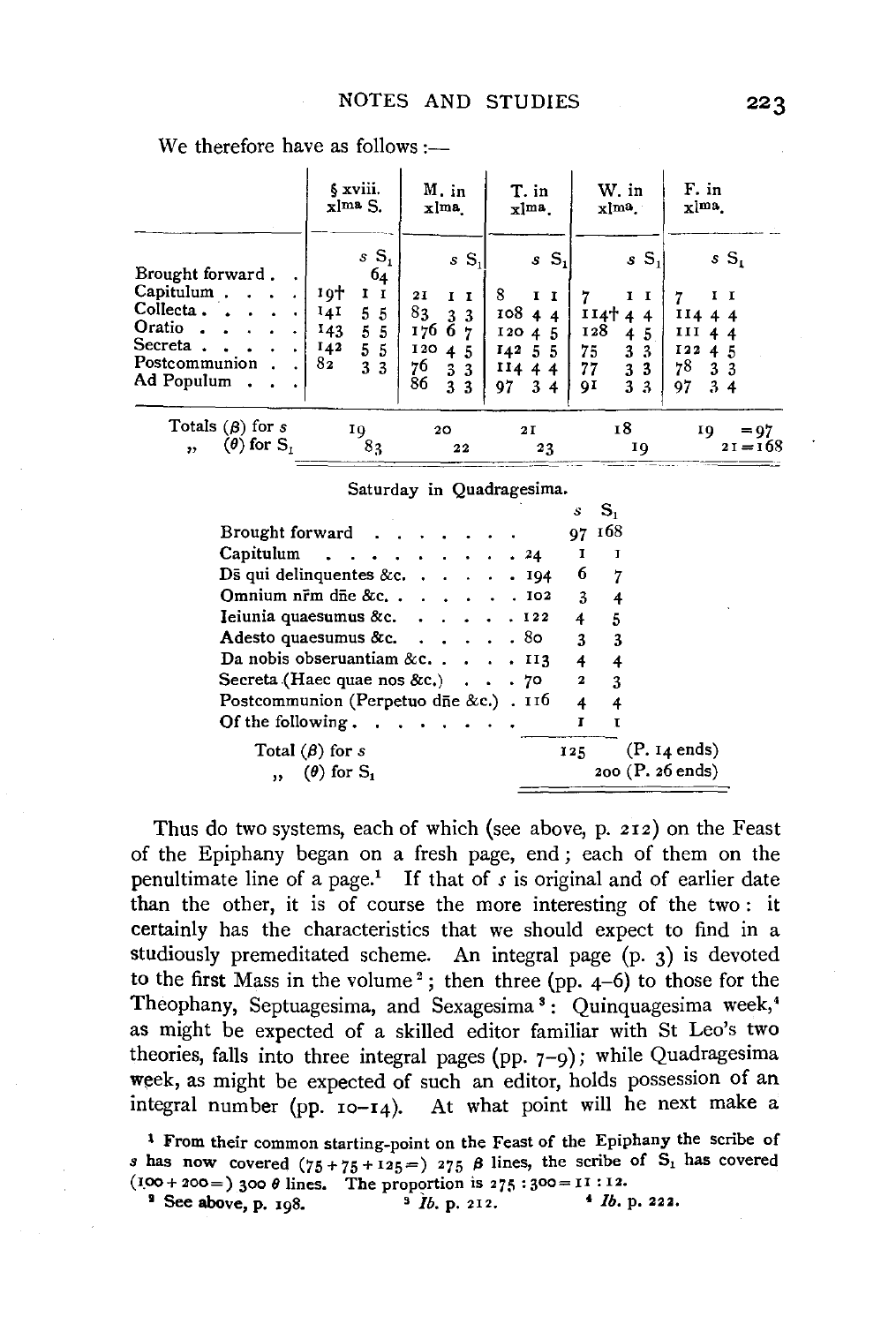We therefore have as follows:—

| | § xviii. xlma S. | | | M. in xlma. | | | T. in xlma. | | | W. in xlma. | | | F. in xlma. | | |
|---|---|---|---|---|---|---|---|---|---|---|---|---|---|---|---|
| | | $s$ | $S_1$ | | $s$ | $S_1$ | | $s$ | $S_1$ | | $s$ | $S_1$ | | $s$ | $S_1$ |
| Brought forward | | | 64 | | | | | | | | | | | | |
| Capitulum | 19† | 1 | 1 | 21 | 1 | 1 | 8 | 1 | 1 | 7 | 1 | 1 | 7 | 1 | 1 |
| Collecta | 141 | 5 | 5 | 83 | 3 | 3 | 108 | 4 | 4 | 114† | 4 | 4 | 114 | 4 | 4 |
| Oratio | 143 | 5 | 5 | 176 | 6 | 7 | 120 | 4 | 5 | 128 | 4 | 5 | 111 | 4 | 4 |
| Secreta | 142 | 5 | 5 | 120 | 4 | 5 | 142 | 5 | 5 | 75 | 3 | 3 | 122 | 4 | 5 |
| Postcommunion | 82 | 3 | 3 | 76 | 3 | 3 | 114 | 4 | 4 | 77 | 3 | 3 | 78 | 3 | 3 |
| Ad Populum | | | | 86 | 3 | 3 | 97 | 3 | 4 | 91 | 3 | 3 | 97 | 3 | 4 |
| Totals ($\beta$) for $s$ | | 19 | | | 20 | | | 21 | | | 18 | | | 19 | = 97 |
| ,, ($\theta$) for $S_1$ | | | 83 | | | 22 | | | 23 | | | 19 | | | 21 = 168 |

Saturday in Quadragesima.

| | | $s$ | $S_1$ |
|---|---|---|---|
| Brought forward | | 97 | 168 |
| Capitulum | 24 | 1 | 1 |
| Dš qui delinquentes &c. | 194 | 6 | 7 |
| Omnium nrm dñe &c. | 102 | 3 | 4 |
| Ieiunia quaesumus &c. | 122 | 4 | 5 |
| Adesto quaesumus &c. | 80 | 3 | 3 |
| Da nobis obseruantiam &c. | 113 | 4 | 4 |
| Secreta (Haec quae nos &c.) | 70 | 2 | 3 |
| Postcommunion (Perpetuo dñe &c.) | 116 | 4 | 4 |
| Of the following | | 1 | 1 |
| Total ($\beta$) for $s$ | | 125 | (P. 14 ends) |
| ,, ($\theta$) for $S_1$ | | | 200 (P. 26 ends) |

Thus do two systems, each of which (see above, p. 212) on the Feast of the Epiphany began on a fresh page, end; each of them on the penultimate line of a page.[1] If that of $s$ is original and of earlier date than the other, it is of course the more interesting of the two: it certainly has the characteristics that we should expect to find in a studiously premeditated scheme. An integral page (p. 3) is devoted to the first Mass in the volume[2]; then three (pp. 4–6) to those for the Theophany, Septuagesima, and Sexagesima[3]: Quinquagesima week,[4] as might be expected of a skilled editor familiar with St Leo's two theories, falls into three integral pages (pp. 7–9); while Quadragesima week, as might be expected of such an editor, holds possession of an integral number (pp. 10–14). At what point will he next make a

[1] From their common starting-point on the Feast of the Epiphany the scribe of $s$ has now covered (75 + 75 + 125 =) 275 $\beta$ lines, the scribe of $S_1$ has covered (100 + 200 =) 300 $\theta$ lines. The proportion is 275 : 300 = 11 : 12.

[2] See above, p. 198.

[3] *Ib.* p. 212.

[4] *Ib.* p. 222.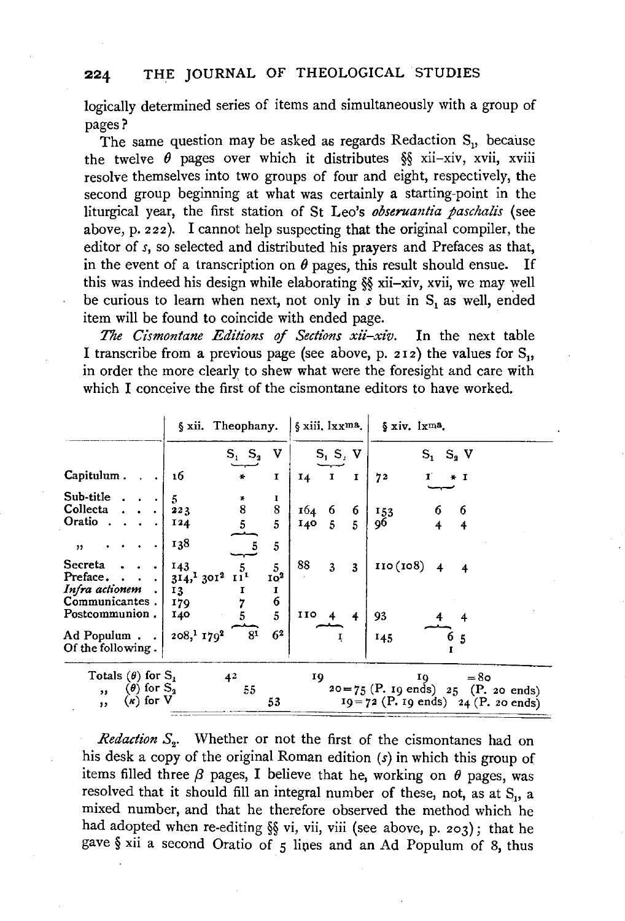logically determined series of items and simultaneously with a group of pages?

The same question may be asked as regards Redaction $S_1$, because the twelve $\theta$ pages over which it distributes §§ xii–xiv, xvii, xviii resolve themselves into two groups of four and eight, respectively, the second group beginning at what was certainly a starting-point in the liturgical year, the first station of St Leo's *obseruantia paschalis* (see above, p. 222). I cannot help suspecting that the original compiler, the editor of *s*, so selected and distributed his prayers and Prefaces as that, in the event of a transcription on $\theta$ pages, this result should ensue. If this was indeed his design while elaborating §§ xii–xiv, xvii, we may well be curious to learn when next, not only in *s* but in $S_1$ as well, ended item will be found to coincide with ended page.

*The Cismontane Editions of Sections xii–xiv.* In the next table I transcribe from a previous page (see above, p. 212) the values for $S_1$, in order the more clearly to shew what were the foresight and care with which I conceive the first of the cismontane editors to have worked.

| | § xii. Theophany. | | | | § xiii. lxx^ma. | | | | § xiv. lx^ma. | | | |
|---|---|---|---|---|---|---|---|---|---|---|---|---|
| | | $S_1$ | $S_2$ | V | | $S_1$ | $S_2$ | V | | $S_1$ | $S_2$ | V |
| Capitulum . . . | 16 | | * | 1 | 14 | | 1 | 1 | 72 | 1 | * | 1 |
| Sub-title . . . | 5 | | * | 1 | | | | | | | | |
| Collecta . . . | 223 | | 8 | 8 | 164 | | 6 | 6 | 153 | | 6 | 6 |
| Oratio . . . . | 124 | | 5 | 5 | 140 | | 5 | 5 | 96 | | 4 | 4 |
| " . . . . | 138 | | 5 | 5 | | | | | | | | |
| Secreta . . . | 143 | | 5 | 5 | 88 | | 3 | 3 | 110 (108) | | 4 | 4 |
| Preface. . . . | 314,[1] 301[2] | | 11[1] | 10[2] | | | | | | | | |
| *Infra actionem* . | 13 | | 1 | 1 | | | | | | | | |
| Communicantes . | 179 | | 7 | 6 | | | | | | | | |
| Postcommunion . | 140 | | 5 | 5 | 110 | | 4 | 4 | 93 | | 4 | 4 |
| Ad Populum . . | 208,[1] 179[2] | | 8[1] | 6[2] | | | 1 | | 145 | | 6 | 5 |
| Of the following . | | | | | | | | | | | 1 | |
| Totals ($\theta$) for $S_1$ | | 42 | | | | 19 | | | | 19 | | = 80 |
| ,, ($\theta$) for $S_2$ | | | 55 | | | | 20 = 75 (P. 19 ends) | | | | 25 (P. 20 ends) | |
| ,, ($\kappa$) for V | | | | 53 | | | | 19 = 72 (P. 19 ends) | | | | 24 (P. 20 ends) |

*Redaction $S_2$.* Whether or not the first of the cismontanes had on his desk a copy of the original Roman edition (*s*) in which this group of items filled three $\beta$ pages, I believe that he, working on $\theta$ pages, was resolved that it should fill an integral number of these, not, as at $S_1$, a mixed number, and that he therefore observed the method which he had adopted when re-editing §§ vi, vii, viii (see above, p. 203); that he gave § xii a second Oratio of 5 lines and an Ad Populum of 8, thus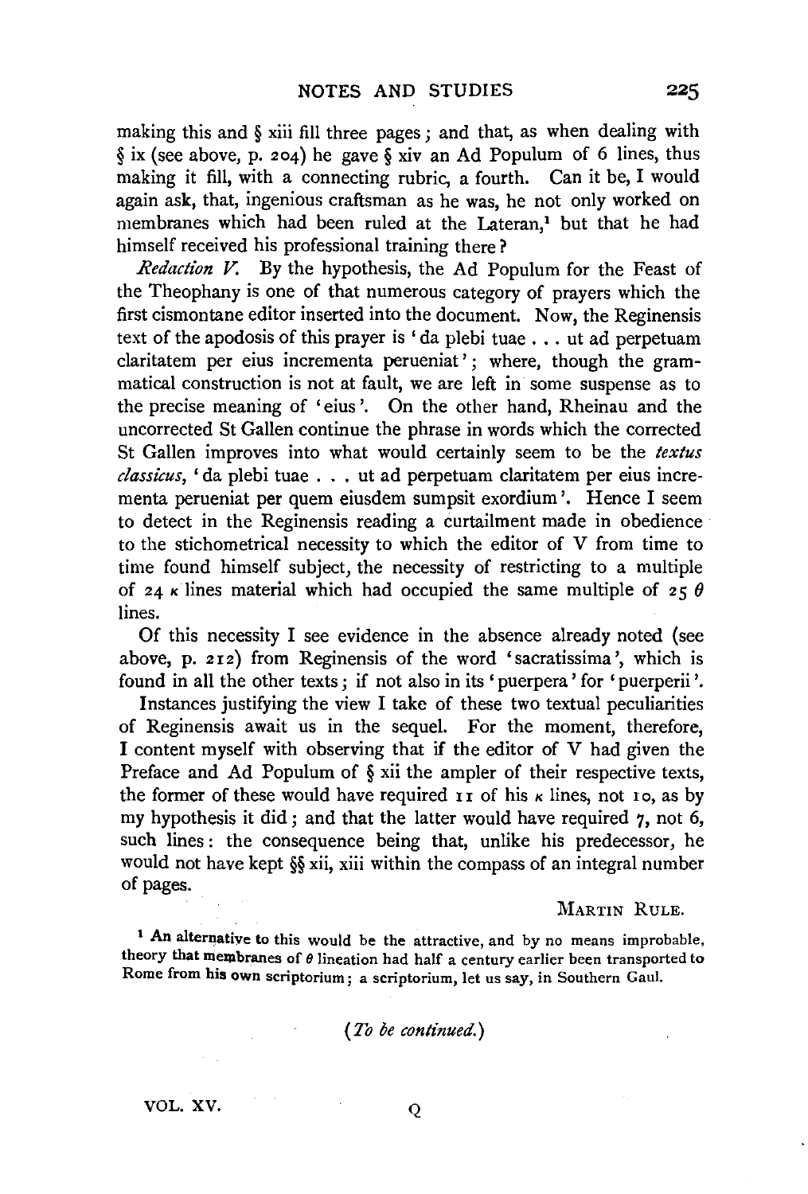making this and § xiii fill three pages; and that, as when dealing with § ix (see above, p. 204) he gave § xiv an Ad Populum of 6 lines, thus making it fill, with a connecting rubric, a fourth. Can it be, I would again ask, that, ingenious craftsman as he was, he not only worked on membranes which had been ruled at the Lateran,[1] but that he had himself received his professional training there?

*Redaction V.* By the hypothesis, the Ad Populum for the Feast of the Theophany is one of that numerous category of prayers which the first cismontane editor inserted into the document. Now, the Reginensis text of the apodosis of this prayer is 'da plebi tuae . . . ut ad perpetuam claritatem per eius incrementa perueniat'; where, though the grammatical construction is not at fault, we are left in some suspense as to the precise meaning of 'eius'. On the other hand, Rheinau and the uncorrected St Gallen continue the phrase in words which the corrected St Gallen improves into what would certainly seem to be the *textus classicus*, 'da plebi tuae . . . ut ad perpetuam claritatem per eius incrementa perueniat per quem eiusdem sumpsit exordium'. Hence I seem to detect in the Reginensis reading a curtailment made in obedience to the stichometrical necessity to which the editor of V from time to time found himself subject, the necessity of restricting to a multiple of 24 $\kappa$ lines material which had occupied the same multiple of 25 $\theta$ lines.

Of this necessity I see evidence in the absence already noted (see above, p. 212) from Reginensis of the word 'sacratissima', which is found in all the other texts; if not also in its 'puerpera' for 'puerperii'.

Instances justifying the view I take of these two textual peculiarities of Reginensis await us in the sequel. For the moment, therefore, I content myself with observing that if the editor of V had given the Preface and Ad Populum of § xii the ampler of their respective texts, the former of these would have required 11 of his $\kappa$ lines, not 10, as by my hypothesis it did; and that the latter would have required 7, not 6, such lines: the consequence being that, unlike his predecessor, he would not have kept §§ xii, xiii within the compass of an integral number of pages.

MARTIN RULE.

[1] An alternative to this would be the attractive, and by no means improbable, theory that membranes of $\theta$ lineation had half a century earlier been transported to Rome from his own scriptorium; a scriptorium, let us say, in Southern Gaul.

*(To be continued.)*